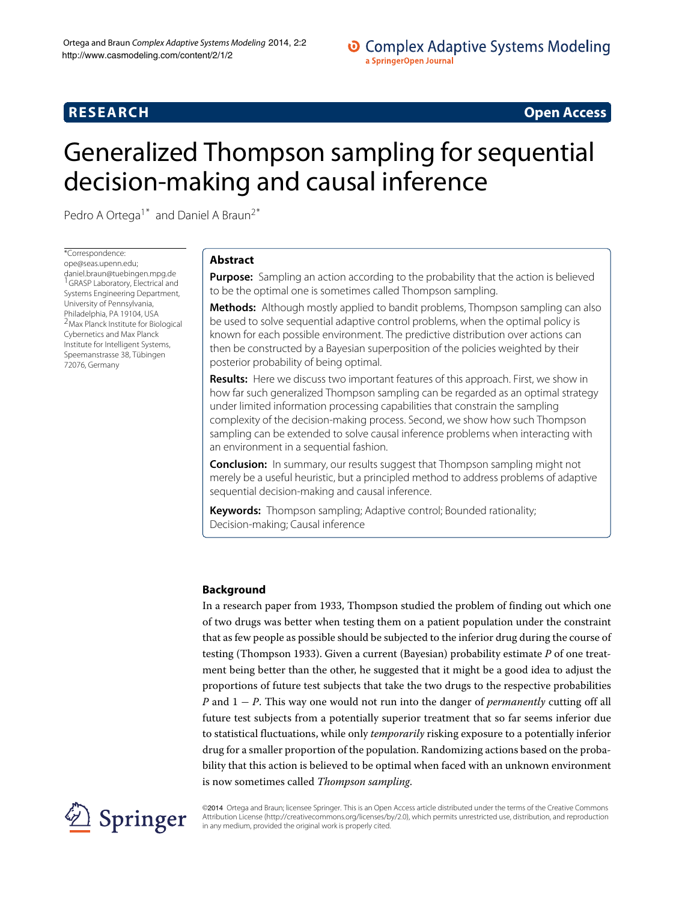**RESEARCH** **Open Access**

# Generalized Thompson sampling for sequential decision-making and causal inference

Pedro A Ortega[1*] and Daniel A Braun[2*]

*Correspondence: ope@seas.upenn.edu; daniel.braun@tuebingen.mpg.de
[1]GRASP Laboratory, Electrical and Systems Engineering Department, University of Pennsylvania, Philadelphia, PA 19104, USA
[2]Max Planck Institute for Biological Cybernetics and Max Planck Institute for Intelligent Systems, Speemanstrasse 38, Tübingen 72076, Germany

## Abstract

**Purpose:** Sampling an action according to the probability that the action is believed to be the optimal one is sometimes called Thompson sampling.

**Methods:** Although mostly applied to bandit problems, Thompson sampling can also be used to solve sequential adaptive control problems, when the optimal policy is known for each possible environment. The predictive distribution over actions can then be constructed by a Bayesian superposition of the policies weighted by their posterior probability of being optimal.

**Results:** Here we discuss two important features of this approach. First, we show in how far such generalized Thompson sampling can be regarded as an optimal strategy under limited information processing capabilities that constrain the sampling complexity of the decision-making process. Second, we show how such Thompson sampling can be extended to solve causal inference problems when interacting with an environment in a sequential fashion.

**Conclusion:** In summary, our results suggest that Thompson sampling might not merely be a useful heuristic, but a principled method to address problems of adaptive sequential decision-making and causal inference.

**Keywords:** Thompson sampling; Adaptive control; Bounded rationality; Decision-making; Causal inference

## Background

In a research paper from 1933, Thompson studied the problem of finding out which one of two drugs was better when testing them on a patient population under the constraint that as few people as possible should be subjected to the inferior drug during the course of testing (Thompson 1933). Given a current (Bayesian) probability estimate $P$ of one treatment being better than the other, he suggested that it might be a good idea to adjust the proportions of future test subjects that take the two drugs to the respective probabilities $P$ and $1 - P$. This way one would not run into the danger of *permanently* cutting off all future test subjects from a potentially superior treatment that so far seems inferior due to statistical fluctuations, while only *temporarily* risking exposure to a potentially inferior drug for a smaller proportion of the population. Randomizing actions based on the probability that this action is believed to be optimal when faced with an unknown environment is now sometimes called *Thompson sampling*.

©2014 Ortega and Braun; licensee Springer. This is an Open Access article distributed under the terms of the Creative Commons Attribution License (http://creativecommons.org/licenses/by/2.0), which permits unrestricted use, distribution, and reproduction in any medium, provided the original work is properly cited.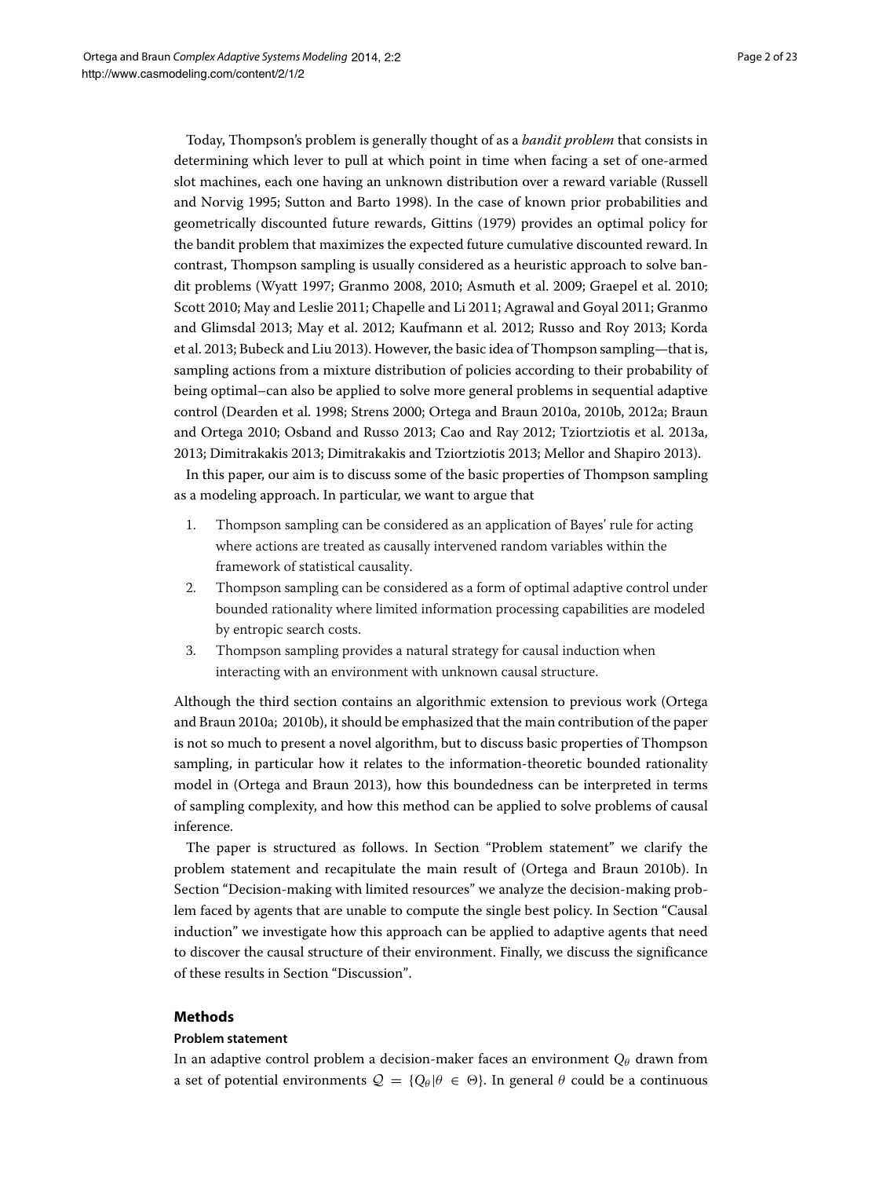Today, Thompson's problem is generally thought of as a *bandit problem* that consists in determining which lever to pull at which point in time when facing a set of one-armed slot machines, each one having an unknown distribution over a reward variable (Russell and Norvig 1995; Sutton and Barto 1998). In the case of known prior probabilities and geometrically discounted future rewards, Gittins (1979) provides an optimal policy for the bandit problem that maximizes the expected future cumulative discounted reward. In contrast, Thompson sampling is usually considered as a heuristic approach to solve bandit problems (Wyatt 1997; Granmo 2008, 2010; Asmuth et al. 2009; Graepel et al. 2010; Scott 2010; May and Leslie 2011; Chapelle and Li 2011; Agrawal and Goyal 2011; Granmo and Glimsdal 2013; May et al. 2012; Kaufmann et al. 2012; Russo and Roy 2013; Korda et al. 2013; Bubeck and Liu 2013). However, the basic idea of Thompson sampling—that is, sampling actions from a mixture distribution of policies according to their probability of being optimal–can also be applied to solve more general problems in sequential adaptive control (Dearden et al. 1998; Strens 2000; Ortega and Braun 2010a, 2010b, 2012a; Braun and Ortega 2010; Osband and Russo 2013; Cao and Ray 2012; Tziortziotis et al. 2013a, 2013; Dimitrakakis 2013; Dimitrakakis and Tziortziotis 2013; Mellor and Shapiro 2013).

In this paper, our aim is to discuss some of the basic properties of Thompson sampling as a modeling approach. In particular, we want to argue that

1. Thompson sampling can be considered as an application of Bayes' rule for acting where actions are treated as causally intervened random variables within the framework of statistical causality.
2. Thompson sampling can be considered as a form of optimal adaptive control under bounded rationality where limited information processing capabilities are modeled by entropic search costs.
3. Thompson sampling provides a natural strategy for causal induction when interacting with an environment with unknown causal structure.

Although the third section contains an algorithmic extension to previous work (Ortega and Braun 2010a; 2010b), it should be emphasized that the main contribution of the paper is not so much to present a novel algorithm, but to discuss basic properties of Thompson sampling, in particular how it relates to the information-theoretic bounded rationality model in (Ortega and Braun 2013), how this boundedness can be interpreted in terms of sampling complexity, and how this method can be applied to solve problems of causal inference.

The paper is structured as follows. In Section "Problem statement" we clarify the problem statement and recapitulate the main result of (Ortega and Braun 2010b). In Section "Decision-making with limited resources" we analyze the decision-making problem faced by agents that are unable to compute the single best policy. In Section "Causal induction" we investigate how this approach can be applied to adaptive agents that need to discover the causal structure of their environment. Finally, we discuss the significance of these results in Section "Discussion".

## Methods

### Problem statement

In an adaptive control problem a decision-maker faces an environment $Q_\theta$ drawn from a set of potential environments $\mathcal{Q} = \{Q_\theta | \theta \in \Theta\}$. In general $\theta$ could be a continuous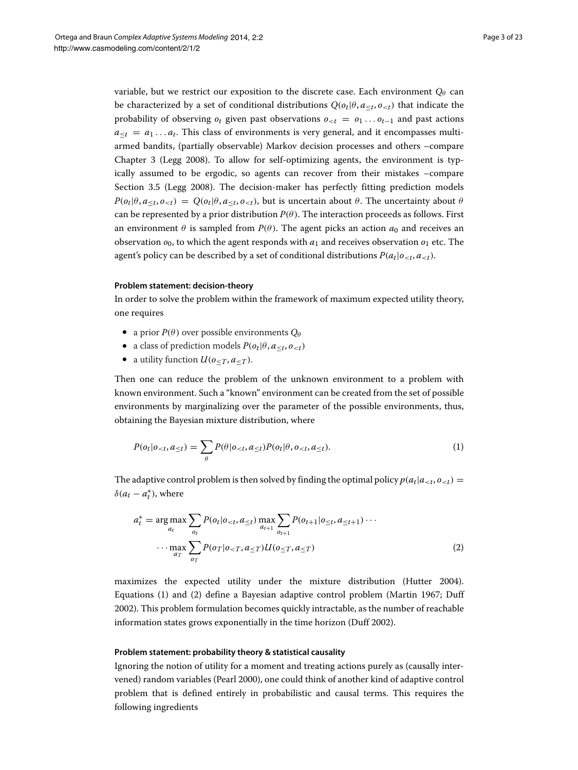variable, but we restrict our exposition to the discrete case. Each environment $Q_\theta$ can be characterized by a set of conditional distributions $Q(o_t|\theta, a_{\leq t}, o_{<t})$ that indicate the probability of observing $o_t$ given past observations $o_{<t} = o_1 \ldots o_{t-1}$ and past actions $a_{\leq t} = a_1 \ldots a_t$. This class of environments is very general, and it encompasses multi-armed bandits, (partially observable) Markov decision processes and others –compare Chapter 3 (Legg 2008). To allow for self-optimizing agents, the environment is typically assumed to be ergodic, so agents can recover from their mistakes –compare Section 3.5 (Legg 2008). The decision-maker has perfectly fitting prediction models $P(o_t|\theta, a_{\leq t}, o_{<t}) = Q(o_t|\theta, a_{\leq t}, o_{<t})$, but is uncertain about $\theta$. The uncertainty about $\theta$ can be represented by a prior distribution $P(\theta)$. The interaction proceeds as follows. First an environment $\theta$ is sampled from $P(\theta)$. The agent picks an action $a_0$ and receives an observation $o_0$, to which the agent responds with $a_1$ and receives observation $o_1$ etc. The agent's policy can be described by a set of conditional distributions $P(a_t|o_{<t}, a_{<t})$.

#### Problem statement: decision-theory

In order to solve the problem within the framework of maximum expected utility theory, one requires

- a prior $P(\theta)$ over possible environments $Q_\theta$
- a class of prediction models $P(o_t|\theta, a_{\leq t}, o_{<t})$
- a utility function $U(o_{\leq T}, a_{\leq T})$.

Then one can reduce the problem of the unknown environment to a problem with known environment. Such a "known" environment can be created from the set of possible environments by marginalizing over the parameter of the possible environments, thus, obtaining the Bayesian mixture distribution, where

$$P(o_t|o_{<t}, a_{\leq t}) = \sum_{\theta} P(\theta|o_{<t}, a_{\leq t}) P(o_t|\theta, o_{<t}, a_{\leq t}). \tag{1}$$

The adaptive control problem is then solved by finding the optimal policy $p(a_t|a_{<t}, o_{<t}) = \delta(a_t - a_t^*)$, where

$$\begin{aligned} a_t^* = \arg\max_{a_t} \sum_{o_t} P(o_t|o_{<t}, a_{\leq t}) \max_{a_{t+1}} \sum_{o_{t+1}} P(o_{t+1}|o_{\leq t}, a_{\leq t+1}) \cdots \\ \cdots \max_{a_T} \sum_{o_T} P(o_T|o_{<T}, a_{\leq T}) U(o_{\leq T}, a_{\leq T}) \end{aligned} \tag{2}$$

maximizes the expected utility under the mixture distribution (Hutter 2004). Equations (1) and (2) define a Bayesian adaptive control problem (Martin 1967; Duff 2002). This problem formulation becomes quickly intractable, as the number of reachable information states grows exponentially in the time horizon (Duff 2002).

#### Problem statement: probability theory & statistical causality

Ignoring the notion of utility for a moment and treating actions purely as (causally intervened) random variables (Pearl 2000), one could think of another kind of adaptive control problem that is defined entirely in probabilistic and causal terms. This requires the following ingredients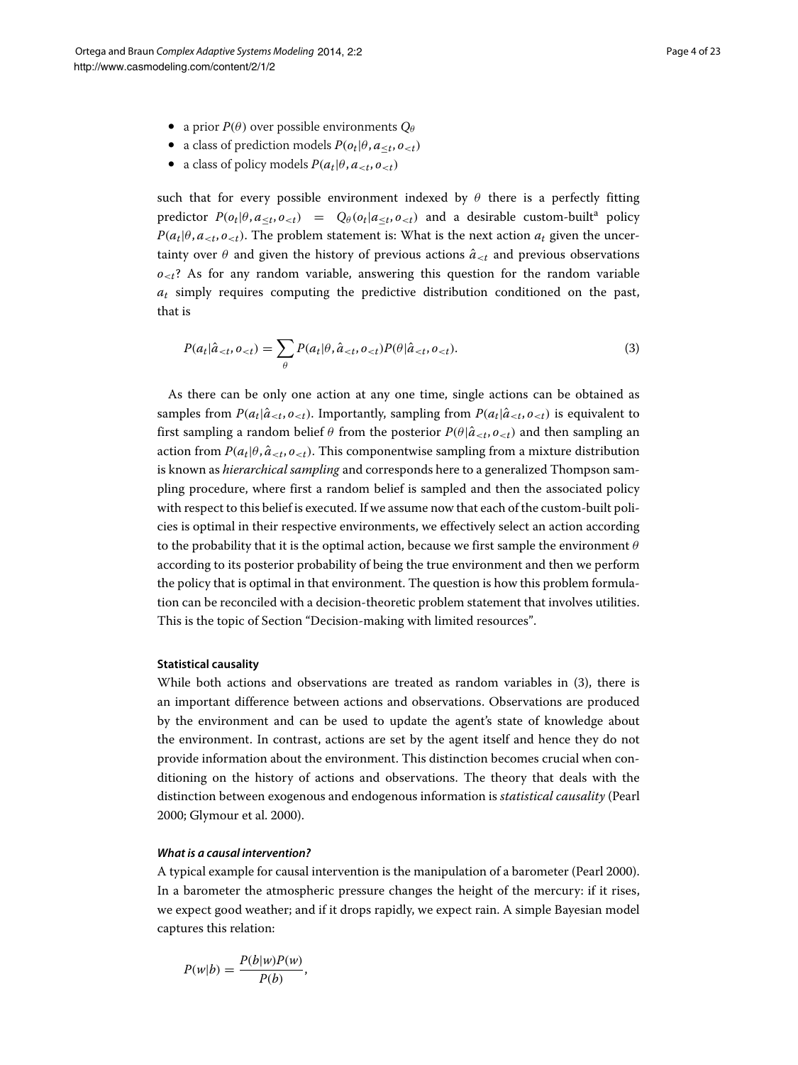- a prior $P(\theta)$ over possible environments $Q_\theta$
- a class of prediction models $P(o_t|\theta, a_{\le t}, o_{<t})$
- a class of policy models $P(a_t|\theta, a_{<t}, o_{<t})$

such that for every possible environment indexed by $\theta$ there is a perfectly fitting predictor $P(o_t|\theta, a_{\le t}, o_{<t}) = Q_\theta(o_t|a_{\le t}, o_{<t})$ and a desirable custom-built[a] policy $P(a_t|\theta, a_{<t}, o_{<t})$. The problem statement is: What is the next action $a_t$ given the uncertainty over $\theta$ and given the history of previous actions $\hat{a}_{<t}$ and previous observations $o_{<t}$? As for any random variable, answering this question for the random variable $a_t$ simply requires computing the predictive distribution conditioned on the past, that is

$$P(a_t|\hat{a}_{<t}, o_{<t}) = \sum_\theta P(a_t|\theta, \hat{a}_{<t}, o_{<t}) P(\theta|\hat{a}_{<t}, o_{<t}). \tag{3}$$

As there can be only one action at any one time, single actions can be obtained as samples from $P(a_t|\hat{a}_{<t}, o_{<t})$. Importantly, sampling from $P(a_t|\hat{a}_{<t}, o_{<t})$ is equivalent to first sampling a random belief $\theta$ from the posterior $P(\theta|\hat{a}_{<t}, o_{<t})$ and then sampling an action from $P(a_t|\theta, \hat{a}_{<t}, o_{<t})$. This componentwise sampling from a mixture distribution is known as *hierarchical sampling* and corresponds here to a generalized Thompson sampling procedure, where first a random belief is sampled and then the associated policy with respect to this belief is executed. If we assume now that each of the custom-built policies is optimal in their respective environments, we effectively select an action according to the probability that it is the optimal action, because we first sample the environment $\theta$ according to its posterior probability of being the true environment and then we perform the policy that is optimal in that environment. The question is how this problem formulation can be reconciled with a decision-theoretic problem statement that involves utilities. This is the topic of Section "Decision-making with limited resources".

### Statistical causality

While both actions and observations are treated as random variables in (3), there is an important difference between actions and observations. Observations are produced by the environment and can be used to update the agent's state of knowledge about the environment. In contrast, actions are set by the agent itself and hence they do not provide information about the environment. This distinction becomes crucial when conditioning on the history of actions and observations. The theory that deals with the distinction between exogenous and endogenous information is *statistical causality* (Pearl 2000; Glymour et al. 2000).

#### *What is a causal intervention?*

A typical example for causal intervention is the manipulation of a barometer (Pearl 2000). In a barometer the atmospheric pressure changes the height of the mercury: if it rises, we expect good weather; and if it drops rapidly, we expect rain. A simple Bayesian model captures this relation:

$$P(w|b) = \frac{P(b|w)P(w)}{P(b)},$$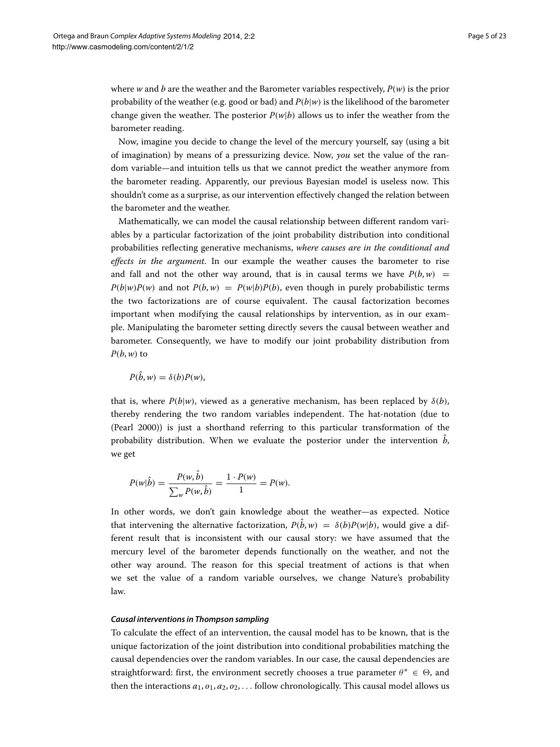where $w$ and $b$ are the weather and the Barometer variables respectively, $P(w)$ is the prior probability of the weather (e.g. good or bad) and $P(b|w)$ is the likelihood of the barometer change given the weather. The posterior $P(w|b)$ allows us to infer the weather from the barometer reading.

Now, imagine you decide to change the level of the mercury yourself, say (using a bit of imagination) by means of a pressurizing device. Now, *you* set the value of the random variable—and intuition tells us that we cannot predict the weather anymore from the barometer reading. Apparently, our previous Bayesian model is useless now. This shouldn't come as a surprise, as our intervention effectively changed the relation between the barometer and the weather.

Mathematically, we can model the causal relationship between different random variables by a particular factorization of the joint probability distribution into conditional probabilities reflecting generative mechanisms, *where causes are in the conditional and effects in the argument*. In our example the weather causes the barometer to rise and fall and not the other way around, that is in causal terms we have $P(b,w) = P(b|w)P(w)$ and not $P(b,w) = P(w|b)P(b)$, even though in purely probabilistic terms the two factorizations are of course equivalent. The causal factorization becomes important when modifying the causal relationships by intervention, as in our example. Manipulating the barometer setting directly severs the causal between weather and barometer. Consequently, we have to modify our joint probability distribution from $P(b,w)$ to

$$P(\hat{b},w) = \delta(b)P(w),$$

that is, where $P(b|w)$, viewed as a generative mechanism, has been replaced by $\delta(b)$, thereby rendering the two random variables independent. The hat-notation (due to (Pearl 2000)) is just a shorthand referring to this particular transformation of the probability distribution. When we evaluate the posterior under the intervention $\hat{b}$, we get

$$P(w|\hat{b}) = \frac{P(w,\hat{b})}{\sum_w P(w,\hat{b})} = \frac{1 \cdot P(w)}{1} = P(w).$$

In other words, we don't gain knowledge about the weather—as expected. Notice that intervening the alternative factorization, $P(\hat{b},w) = \delta(b)P(w|b)$, would give a different result that is inconsistent with our causal story: we have assumed that the mercury level of the barometer depends functionally on the weather, and not the other way around. The reason for this special treatment of actions is that when we set the value of a random variable ourselves, we change Nature's probability law.

### *Causal interventions in Thompson sampling*

To calculate the effect of an intervention, the causal model has to be known, that is the unique factorization of the joint distribution into conditional probabilities matching the causal dependencies over the random variables. In our case, the causal dependencies are straightforward: first, the environment secretly chooses a true parameter $\theta^* \in \Theta$, and then the interactions $a_1, o_1, a_2, o_2, \ldots$ follow chronologically. This causal model allows us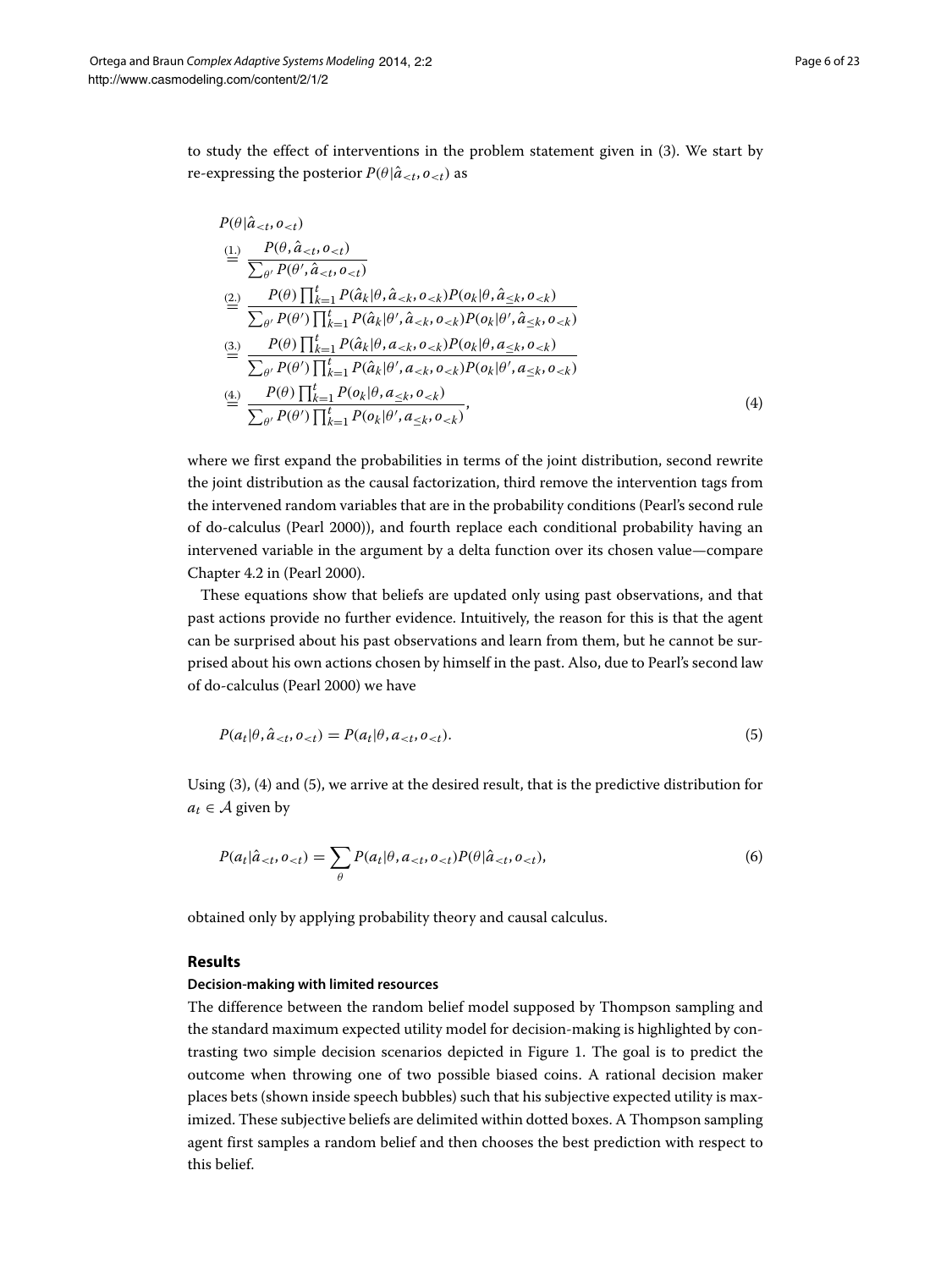to study the effect of interventions in the problem statement given in (3). We start by re-expressing the posterior $P(\theta|\hat{a}_{<t}, o_{<t})$ as

$$
\begin{aligned}
&P(\theta|\hat{a}_{<t}, o_{<t}) \\
&\overset{(1.)}{=} \frac{P(\theta, \hat{a}_{<t}, o_{<t})}{\sum_{\theta'} P(\theta', \hat{a}_{<t}, o_{<t})} \\
&\overset{(2.)}{=} \frac{P(\theta) \prod_{k=1}^{t} P(\hat{a}_k|\theta, \hat{a}_{<k}, o_{<k}) P(o_k|\theta, \hat{a}_{\leq k}, o_{<k})}{\sum_{\theta'} P(\theta') \prod_{k=1}^{t} P(\hat{a}_k|\theta', \hat{a}_{<k}, o_{<k}) P(o_k|\theta', \hat{a}_{\leq k}, o_{<k})} \\
&\overset{(3.)}{=} \frac{P(\theta) \prod_{k=1}^{t} P(\hat{a}_k|\theta, a_{<k}, o_{<k}) P(o_k|\theta, a_{\leq k}, o_{<k})}{\sum_{\theta'} P(\theta') \prod_{k=1}^{t} P(\hat{a}_k|\theta', a_{<k}, o_{<k}) P(o_k|\theta', a_{\leq k}, o_{<k})} \\
&\overset{(4.)}{=} \frac{P(\theta) \prod_{k=1}^{t} P(o_k|\theta, a_{\leq k}, o_{<k})}{\sum_{\theta'} P(\theta') \prod_{k=1}^{t} P(o_k|\theta', a_{\leq k}, o_{<k})},
\end{aligned}
\tag{4}
$$

where we first expand the probabilities in terms of the joint distribution, second rewrite the joint distribution as the causal factorization, third remove the intervention tags from the intervened random variables that are in the probability conditions (Pearl's second rule of do-calculus (Pearl 2000)), and fourth replace each conditional probability having an intervened variable in the argument by a delta function over its chosen value—compare Chapter 4.2 in (Pearl 2000).

These equations show that beliefs are updated only using past observations, and that past actions provide no further evidence. Intuitively, the reason for this is that the agent can be surprised about his past observations and learn from them, but he cannot be surprised about his own actions chosen by himself in the past. Also, due to Pearl's second law of do-calculus (Pearl 2000) we have

$$
P(a_t|\theta, \hat{a}_{<t}, o_{<t}) = P(a_t|\theta, a_{<t}, o_{<t}). \tag{5}
$$

Using (3), (4) and (5), we arrive at the desired result, that is the predictive distribution for $a_t \in \mathcal{A}$ given by

$$
P(a_t|\hat{a}_{<t}, o_{<t}) = \sum_{\theta} P(a_t|\theta, a_{<t}, o_{<t}) P(\theta|\hat{a}_{<t}, o_{<t}), \tag{6}
$$

obtained only by applying probability theory and causal calculus.

## Results

### Decision-making with limited resources

The difference between the random belief model supposed by Thompson sampling and the standard maximum expected utility model for decision-making is highlighted by contrasting two simple decision scenarios depicted in Figure 1. The goal is to predict the outcome when throwing one of two possible biased coins. A rational decision maker places bets (shown inside speech bubbles) such that his subjective expected utility is maximized. These subjective beliefs are delimited within dotted boxes. A Thompson sampling agent first samples a random belief and then chooses the best prediction with respect to this belief.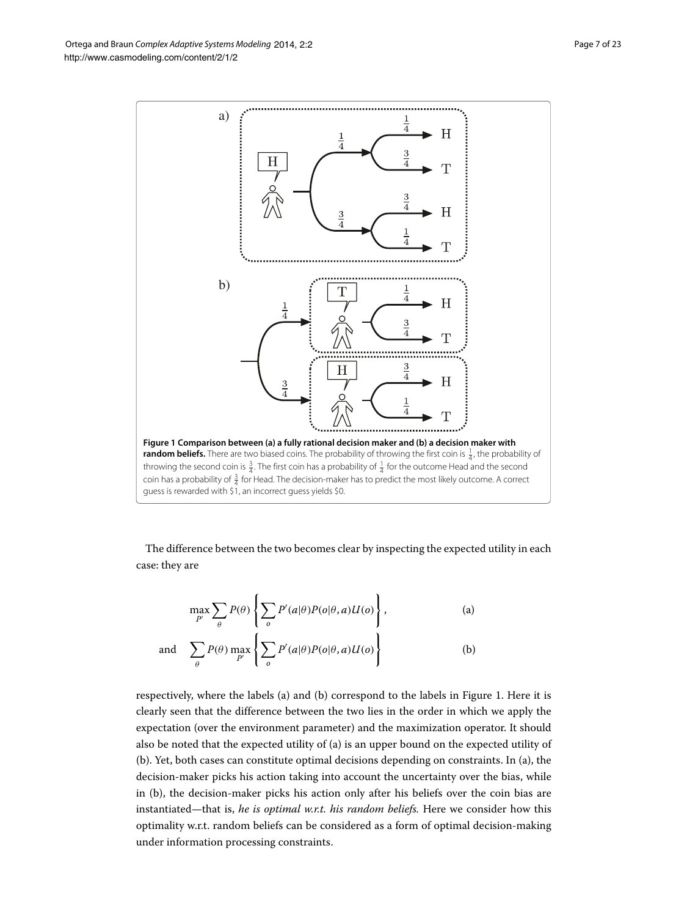**Figure 1 Comparison between (a) a fully rational decision maker and (b) a decision maker with random beliefs.** There are two biased coins. The probability of throwing the first coin is $\frac{1}{4}$, the probability of throwing the second coin is $\frac{3}{4}$. The first coin has a probability of $\frac{1}{4}$ for the outcome Head and the second coin has a probability of $\frac{3}{4}$ for Head. The decision-maker has to predict the most likely outcome. A correct guess is rewarded with \$1, an incorrect guess yields \$0.

The difference between the two becomes clear by inspecting the expected utility in each case: they are

$$\max_{P'} \sum_{\theta} P(\theta) \left\{ \sum_{o} P'(a|\theta) P(o|\theta, a) U(o) \right\}, \qquad \text{(a)}$$

$$\text{and} \quad \sum_{\theta} P(\theta) \max_{P'} \left\{ \sum_{o} P'(a|\theta) P(o|\theta, a) U(o) \right\} \qquad \text{(b)}$$

respectively, where the labels (a) and (b) correspond to the labels in Figure 1. Here it is clearly seen that the difference between the two lies in the order in which we apply the expectation (over the environment parameter) and the maximization operator. It should also be noted that the expected utility of (a) is an upper bound on the expected utility of (b). Yet, both cases can constitute optimal decisions depending on constraints. In (a), the decision-maker picks his action taking into account the uncertainty over the bias, while in (b), the decision-maker picks his action only after his beliefs over the coin bias are instantiated—that is, *he is optimal w.r.t. his random beliefs.* Here we consider how this optimality w.r.t. random beliefs can be considered as a form of optimal decision-making under information processing constraints.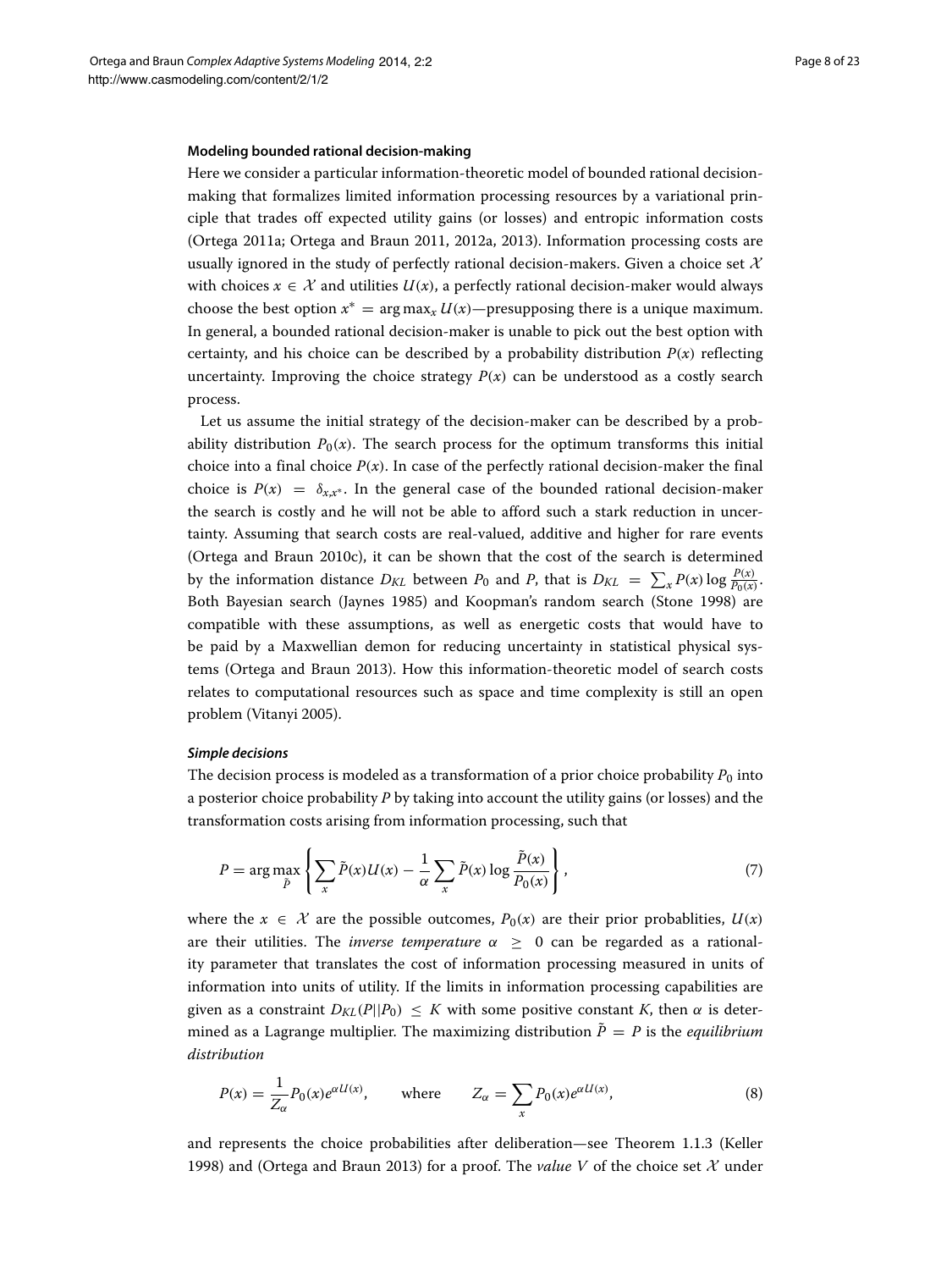### Modeling bounded rational decision-making

Here we consider a particular information-theoretic model of bounded rational decision-making that formalizes limited information processing resources by a variational principle that trades off expected utility gains (or losses) and entropic information costs (Ortega 2011a; Ortega and Braun 2011, 2012a, 2013). Information processing costs are usually ignored in the study of perfectly rational decision-makers. Given a choice set $\mathcal{X}$ with choices $x \in \mathcal{X}$ and utilities $U(x)$, a perfectly rational decision-maker would always choose the best option $x^* = \arg\max_x U(x)$—presupposing there is a unique maximum. In general, a bounded rational decision-maker is unable to pick out the best option with certainty, and his choice can be described by a probability distribution $P(x)$ reflecting uncertainty. Improving the choice strategy $P(x)$ can be understood as a costly search process.

Let us assume the initial strategy of the decision-maker can be described by a probability distribution $P_0(x)$. The search process for the optimum transforms this initial choice into a final choice $P(x)$. In case of the perfectly rational decision-maker the final choice is $P(x) = \delta_{x,x^*}$. In the general case of the bounded rational decision-maker the search is costly and he will not be able to afford such a stark reduction in uncertainty. Assuming that search costs are real-valued, additive and higher for rare events (Ortega and Braun 2010c), it can be shown that the cost of the search is determined by the information distance $D_{KL}$ between $P_0$ and $P$, that is $D_{KL} = \sum_x P(x) \log \frac{P(x)}{P_0(x)}$. Both Bayesian search (Jaynes 1985) and Koopman's random search (Stone 1998) are compatible with these assumptions, as well as energetic costs that would have to be paid by a Maxwellian demon for reducing uncertainty in statistical physical systems (Ortega and Braun 2013). How this information-theoretic model of search costs relates to computational resources such as space and time complexity is still an open problem (Vitanyi 2005).

#### *Simple decisions*

The decision process is modeled as a transformation of a prior choice probability $P_0$ into a posterior choice probability $P$ by taking into account the utility gains (or losses) and the transformation costs arising from information processing, such that

$$P = \arg\max_{\tilde{P}} \left\{ \sum_x \tilde{P}(x)U(x) - \frac{1}{\alpha} \sum_x \tilde{P}(x) \log \frac{\tilde{P}(x)}{P_0(x)} \right\}, \tag{7}$$

where the $x \in \mathcal{X}$ are the possible outcomes, $P_0(x)$ are their prior probablities, $U(x)$ are their utilities. The *inverse temperature* $\alpha \geq 0$ can be regarded as a rationality parameter that translates the cost of information processing measured in units of information into units of utility. If the limits in information processing capabilities are given as a constraint $D_{KL}(P||P_0) \leq K$ with some positive constant $K$, then $\alpha$ is determined as a Lagrange multiplier. The maximizing distribution $\tilde{P} = P$ is the *equilibrium distribution*

$$P(x) = \frac{1}{Z_\alpha} P_0(x) e^{\alpha U(x)}, \qquad \text{where} \qquad Z_\alpha = \sum_x P_0(x) e^{\alpha U(x)}, \tag{8}$$

and represents the choice probabilities after deliberation—see Theorem 1.1.3 (Keller 1998) and (Ortega and Braun 2013) for a proof. The *value* $V$ of the choice set $\mathcal{X}$ under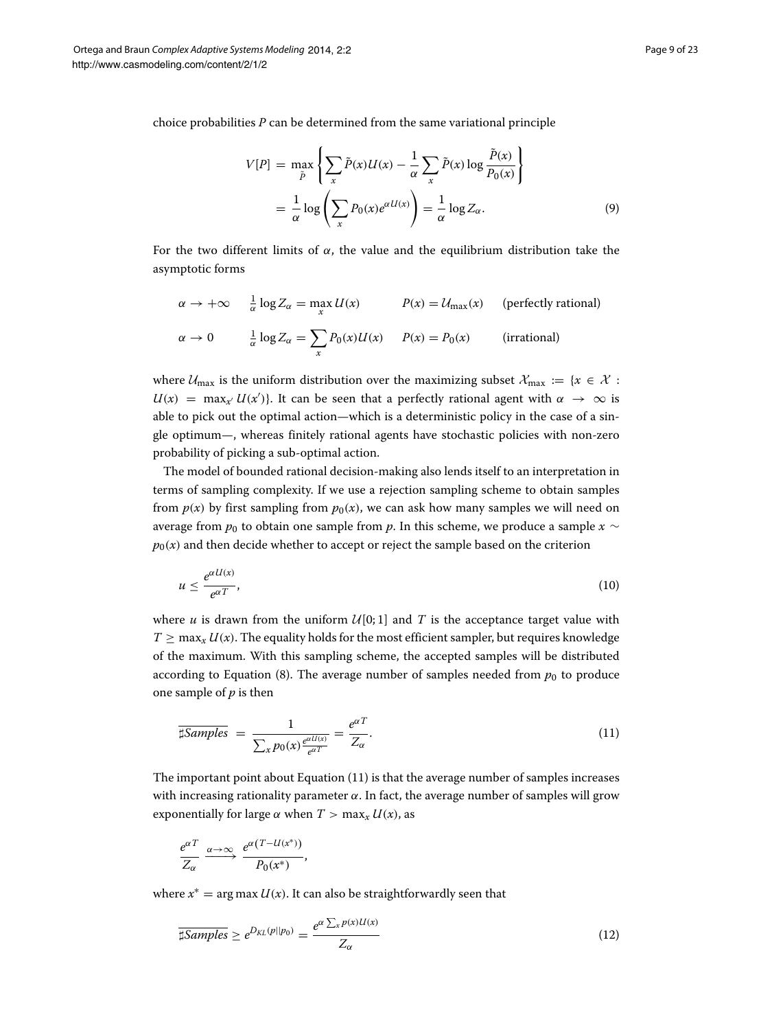choice probabilities $P$ can be determined from the same variational principle

$$V[P] = \max_{\tilde{P}} \left\{ \sum_x \tilde{P}(x)U(x) - \frac{1}{\alpha} \sum_x \tilde{P}(x) \log \frac{\tilde{P}(x)}{P_0(x)} \right\}$$
$$= \frac{1}{\alpha} \log \left( \sum_x P_0(x) e^{\alpha U(x)} \right) = \frac{1}{\alpha} \log Z_\alpha. \tag{9}$$

For the two different limits of $\alpha$, the value and the equilibrium distribution take the asymptotic forms

$$\alpha \to +\infty \qquad \tfrac{1}{\alpha} \log Z_\alpha = \max_x U(x) \qquad P(x) = \mathcal{U}_{\max}(x) \qquad \text{(perfectly rational)}$$

$$\alpha \to 0 \qquad \tfrac{1}{\alpha} \log Z_\alpha = \sum_x P_0(x)U(x) \qquad P(x) = P_0(x) \qquad \text{(irrational)}$$

where $\mathcal{U}_{\max}$ is the uniform distribution over the maximizing subset $\mathcal{X}_{\max} := \{x \in \mathcal{X} : U(x) = \max_{x'} U(x')\}$. It can be seen that a perfectly rational agent with $\alpha \to \infty$ is able to pick out the optimal action—which is a deterministic policy in the case of a single optimum—, whereas finitely rational agents have stochastic policies with non-zero probability of picking a sub-optimal action.

The model of bounded rational decision-making also lends itself to an interpretation in terms of sampling complexity. If we use a rejection sampling scheme to obtain samples from $p(x)$ by first sampling from $p_0(x)$, we can ask how many samples we will need on average from $p_0$ to obtain one sample from $p$. In this scheme, we produce a sample $x \sim p_0(x)$ and then decide whether to accept or reject the sample based on the criterion

$$u \leq \frac{e^{\alpha U(x)}}{e^{\alpha T}}, \tag{10}$$

where $u$ is drawn from the uniform $\mathcal{U}[0; 1]$ and $T$ is the acceptance target value with $T \geq \max_x U(x)$. The equality holds for the most efficient sampler, but requires knowledge of the maximum. With this sampling scheme, the accepted samples will be distributed according to Equation (8). The average number of samples needed from $p_0$ to produce one sample of $p$ is then

$$\overline{\sharp Samples} = \frac{1}{\sum_x p_0(x) \frac{e^{\alpha U(x)}}{e^{\alpha T}}} = \frac{e^{\alpha T}}{Z_\alpha}. \tag{11}$$

The important point about Equation (11) is that the average number of samples increases with increasing rationality parameter $\alpha$. In fact, the average number of samples will grow exponentially for large $\alpha$ when $T > \max_x U(x)$, as

$$\frac{e^{\alpha T}}{Z_\alpha} \xrightarrow{\alpha \to \infty} \frac{e^{\alpha(T - U(x^*))}}{P_0(x^*)},$$

where $x^* = \arg\max U(x)$. It can also be straightforwardly seen that

$$\overline{\sharp Samples} \geq e^{D_{KL}(p||p_0)} = \frac{e^{\alpha \sum_x p(x)U(x)}}{Z_\alpha} \tag{12}$$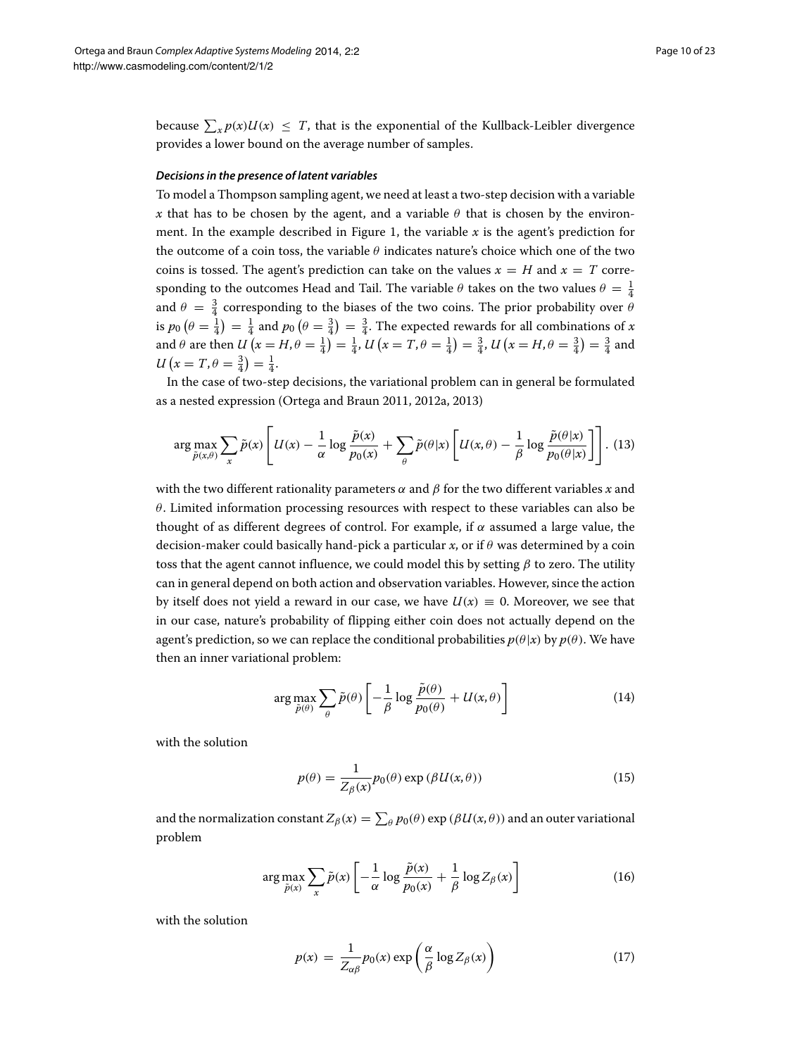because $\sum_x p(x)U(x) \le T$, that is the exponential of the Kullback-Leibler divergence provides a lower bound on the average number of samples.

#### *Decisions in the presence of latent variables*

To model a Thompson sampling agent, we need at least a two-step decision with a variable $x$ that has to be chosen by the agent, and a variable $\theta$ that is chosen by the environment. In the example described in Figure 1, the variable $x$ is the agent's prediction for the outcome of a coin toss, the variable $\theta$ indicates nature's choice which one of the two coins is tossed. The agent's prediction can take on the values $x = H$ and $x = T$ corresponding to the outcomes Head and Tail. The variable $\theta$ takes on the two values $\theta = \frac{1}{4}$ and $\theta = \frac{3}{4}$ corresponding to the biases of the two coins. The prior probability over $\theta$ is $p_0\left(\theta = \frac{1}{4}\right) = \frac{1}{4}$ and $p_0\left(\theta = \frac{3}{4}\right) = \frac{3}{4}$. The expected rewards for all combinations of $x$ and $\theta$ are then $U\left(x = H, \theta = \frac{1}{4}\right) = \frac{1}{4}$, $U\left(x = T, \theta = \frac{1}{4}\right) = \frac{3}{4}$, $U\left(x = H, \theta = \frac{3}{4}\right) = \frac{3}{4}$ and $U\left(x = T, \theta = \frac{3}{4}\right) = \frac{1}{4}$.

In the case of two-step decisions, the variational problem can in general be formulated as a nested expression (Ortega and Braun 2011, 2012a, 2013)

$$\arg\max_{\tilde{p}(x,\theta)} \sum_x \tilde{p}(x) \left[ U(x) - \frac{1}{\alpha} \log \frac{\tilde{p}(x)}{p_0(x)} + \sum_\theta \tilde{p}(\theta|x) \left[ U(x,\theta) - \frac{1}{\beta} \log \frac{\tilde{p}(\theta|x)}{p_0(\theta|x)} \right] \right]. \quad (13)$$

with the two different rationality parameters $\alpha$ and $\beta$ for the two different variables $x$ and $\theta$. Limited information processing resources with respect to these variables can also be thought of as different degrees of control. For example, if $\alpha$ assumed a large value, the decision-maker could basically hand-pick a particular $x$, or if $\theta$ was determined by a coin toss that the agent cannot influence, we could model this by setting $\beta$ to zero. The utility can in general depend on both action and observation variables. However, since the action by itself does not yield a reward in our case, we have $U(x) \equiv 0$. Moreover, we see that in our case, nature's probability of flipping either coin does not actually depend on the agent's prediction, so we can replace the conditional probabilities $p(\theta|x)$ by $p(\theta)$. We have then an inner variational problem:

$$\arg\max_{\tilde{p}(\theta)} \sum_\theta \tilde{p}(\theta) \left[ -\frac{1}{\beta} \log \frac{\tilde{p}(\theta)}{p_0(\theta)} + U(x,\theta) \right] \quad (14)$$

with the solution

$$p(\theta) = \frac{1}{Z_\beta(x)} p_0(\theta) \exp\left(\beta U(x,\theta)\right) \quad (15)$$

and the normalization constant $Z_\beta(x) = \sum_\theta p_0(\theta) \exp\left(\beta U(x,\theta)\right)$ and an outer variational problem

$$\arg\max_{\tilde{p}(x)} \sum_x \tilde{p}(x) \left[ -\frac{1}{\alpha} \log \frac{\tilde{p}(x)}{p_0(x)} + \frac{1}{\beta} \log Z_\beta(x) \right] \quad (16)$$

with the solution

$$p(x) = \frac{1}{Z_{\alpha\beta}} p_0(x) \exp\left(\frac{\alpha}{\beta} \log Z_\beta(x)\right) \quad (17)$$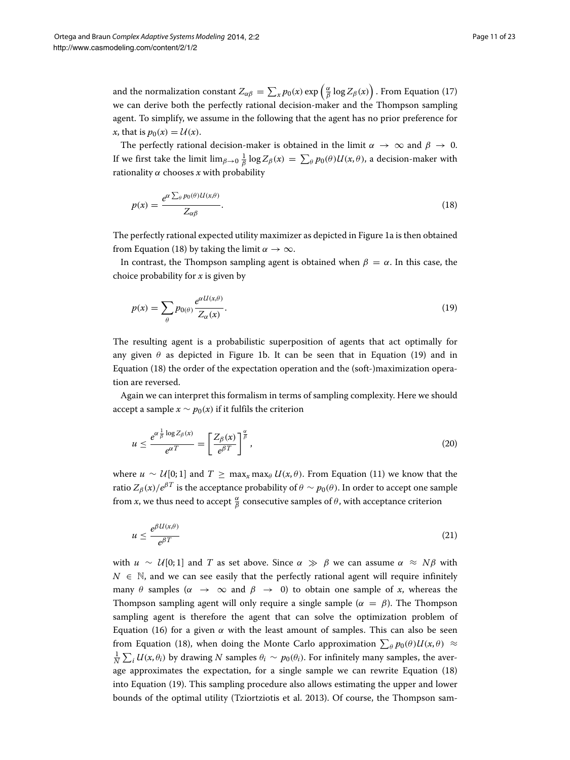and the normalization constant $Z_{\alpha\beta} = \sum_x p_0(x) \exp\left(\frac{\alpha}{\beta} \log Z_\beta(x)\right)$. From Equation (17) we can derive both the perfectly rational decision-maker and the Thompson sampling agent. To simplify, we assume in the following that the agent has no prior preference for $x$, that is $p_0(x) = \mathcal{U}(x)$.

The perfectly rational decision-maker is obtained in the limit $\alpha \to \infty$ and $\beta \to 0$. If we first take the limit $\lim_{\beta \to 0} \frac{1}{\beta} \log Z_\beta(x) = \sum_\theta p_0(\theta) U(x, \theta)$, a decision-maker with rationality $\alpha$ chooses $x$ with probability

$$p(x) = \frac{e^{\alpha \sum_\theta p_0(\theta) U(x,\theta)}}{Z_{\alpha\beta}}. \tag{18}$$

The perfectly rational expected utility maximizer as depicted in Figure 1a is then obtained from Equation (18) by taking the limit $\alpha \to \infty$.

In contrast, the Thompson sampling agent is obtained when $\beta = \alpha$. In this case, the choice probability for $x$ is given by

$$p(x) = \sum_\theta p_{0(\theta)} \frac{e^{\alpha U(x,\theta)}}{Z_\alpha(x)}. \tag{19}$$

The resulting agent is a probabilistic superposition of agents that act optimally for any given $\theta$ as depicted in Figure 1b. It can be seen that in Equation (19) and in Equation (18) the order of the expectation operation and the (soft-)maximization operation are reversed.

Again we can interpret this formalism in terms of sampling complexity. Here we should accept a sample $x \sim p_0(x)$ if it fulfils the criterion

$$u \leq \frac{e^{\alpha \frac{1}{\beta} \log Z_\beta(x)}}{e^{\alpha T}} = \left[\frac{Z_\beta(x)}{e^{\beta T}}\right]^{\frac{\alpha}{\beta}}, \tag{20}$$

where $u \sim \mathcal{U}[0;1]$ and $T \geq \max_x \max_\theta U(x, \theta)$. From Equation (11) we know that the ratio $Z_\beta(x)/e^{\beta T}$ is the acceptance probability of $\theta \sim p_0(\theta)$. In order to accept one sample from $x$, we thus need to accept $\frac{\alpha}{\beta}$ consecutive samples of $\theta$, with acceptance criterion

$$u \leq \frac{e^{\beta U(x,\theta)}}{e^{\beta T}} \tag{21}$$

with $u \sim \mathcal{U}[0;1]$ and $T$ as set above. Since $\alpha \gg \beta$ we can assume $\alpha \approx N\beta$ with $N \in \mathbb{N}$, and we can see easily that the perfectly rational agent will require infinitely many $\theta$ samples ($\alpha \to \infty$ and $\beta \to 0$) to obtain one sample of $x$, whereas the Thompson sampling agent will only require a single sample ($\alpha = \beta$). The Thompson sampling agent is therefore the agent that can solve the optimization problem of Equation (16) for a given $\alpha$ with the least amount of samples. This can also be seen from Equation (18), when doing the Monte Carlo approximation $\sum_\theta p_0(\theta) U(x, \theta) \approx \frac{1}{N} \sum_i U(x, \theta_i)$ by drawing $N$ samples $\theta_i \sim p_0(\theta_i)$. For infinitely many samples, the average approximates the expectation, for a single sample we can rewrite Equation (18) into Equation (19). This sampling procedure also allows estimating the upper and lower bounds of the optimal utility (Tziortziotis et al. 2013). Of course, the Thompson sam-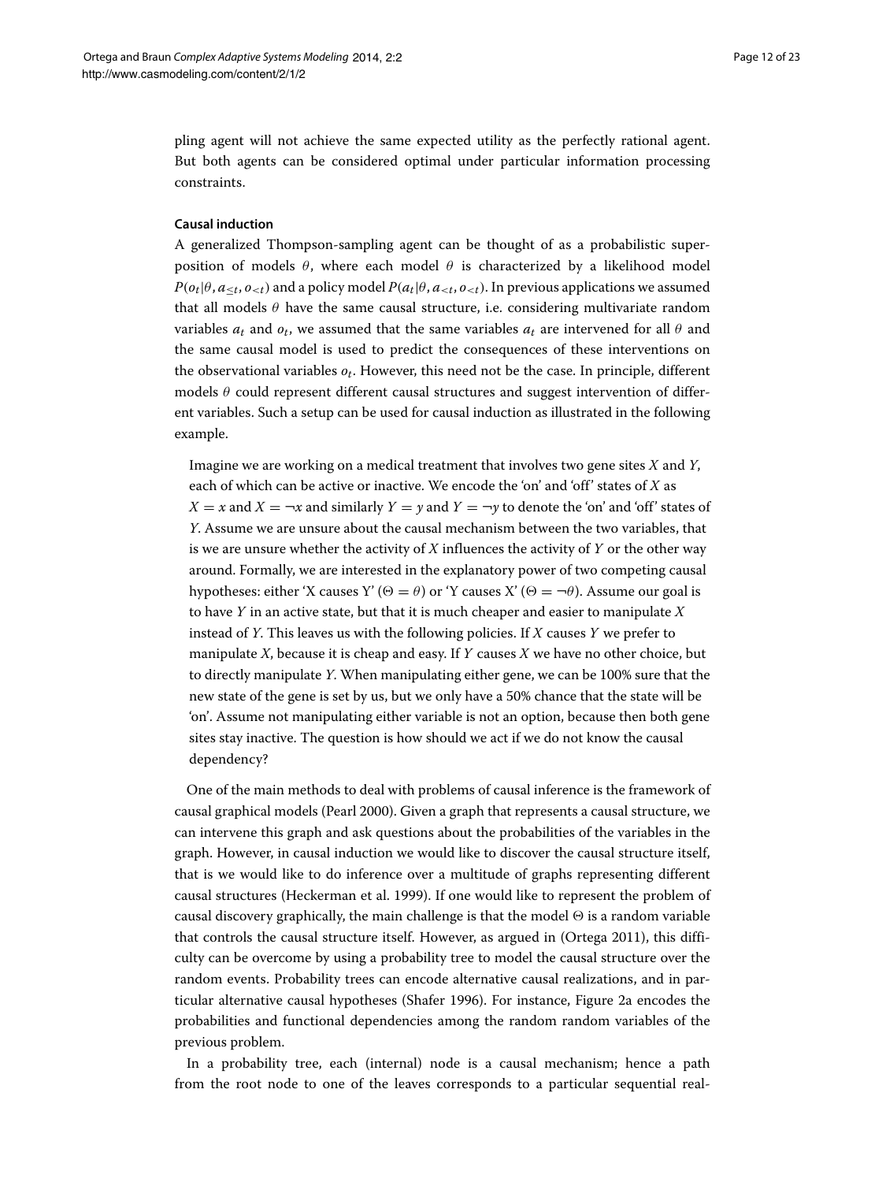pling agent will not achieve the same expected utility as the perfectly rational agent. But both agents can be considered optimal under particular information processing constraints.

#### Causal induction

A generalized Thompson-sampling agent can be thought of as a probabilistic superposition of models $\theta$, where each model $\theta$ is characterized by a likelihood model $P(o_t|\theta, a_{\leq t}, o_{<t})$ and a policy model $P(a_t|\theta, a_{<t}, o_{<t})$. In previous applications we assumed that all models $\theta$ have the same causal structure, i.e. considering multivariate random variables $a_t$ and $o_t$, we assumed that the same variables $a_t$ are intervened for all $\theta$ and the same causal model is used to predict the consequences of these interventions on the observational variables $o_t$. However, this need not be the case. In principle, different models $\theta$ could represent different causal structures and suggest intervention of different variables. Such a setup can be used for causal induction as illustrated in the following example.

> Imagine we are working on a medical treatment that involves two gene sites $X$ and $Y$, each of which can be active or inactive. We encode the 'on' and 'off' states of $X$ as $X = x$ and $X = \neg x$ and similarly $Y = y$ and $Y = \neg y$ to denote the 'on' and 'off' states of $Y$. Assume we are unsure about the causal mechanism between the two variables, that is we are unsure whether the activity of $X$ influences the activity of $Y$ or the other way around. Formally, we are interested in the explanatory power of two competing causal hypotheses: either 'X causes Y' ($\Theta = \theta$) or 'Y causes X' ($\Theta = \neg\theta$). Assume our goal is to have $Y$ in an active state, but that it is much cheaper and easier to manipulate $X$ instead of $Y$. This leaves us with the following policies. If $X$ causes $Y$ we prefer to manipulate $X$, because it is cheap and easy. If $Y$ causes $X$ we have no other choice, but to directly manipulate $Y$. When manipulating either gene, we can be 100% sure that the new state of the gene is set by us, but we only have a 50% chance that the state will be 'on'. Assume not manipulating either variable is not an option, because then both gene sites stay inactive. The question is how should we act if we do not know the causal dependency?

One of the main methods to deal with problems of causal inference is the framework of causal graphical models (Pearl 2000). Given a graph that represents a causal structure, we can intervene this graph and ask questions about the probabilities of the variables in the graph. However, in causal induction we would like to discover the causal structure itself, that is we would like to do inference over a multitude of graphs representing different causal structures (Heckerman et al. 1999). If one would like to represent the problem of causal discovery graphically, the main challenge is that the model $\Theta$ is a random variable that controls the causal structure itself. However, as argued in (Ortega 2011), this difficulty can be overcome by using a probability tree to model the causal structure over the random events. Probability trees can encode alternative causal realizations, and in particular alternative causal hypotheses (Shafer 1996). For instance, Figure 2a encodes the probabilities and functional dependencies among the random random variables of the previous problem.

In a probability tree, each (internal) node is a causal mechanism; hence a path from the root node to one of the leaves corresponds to a particular sequential real-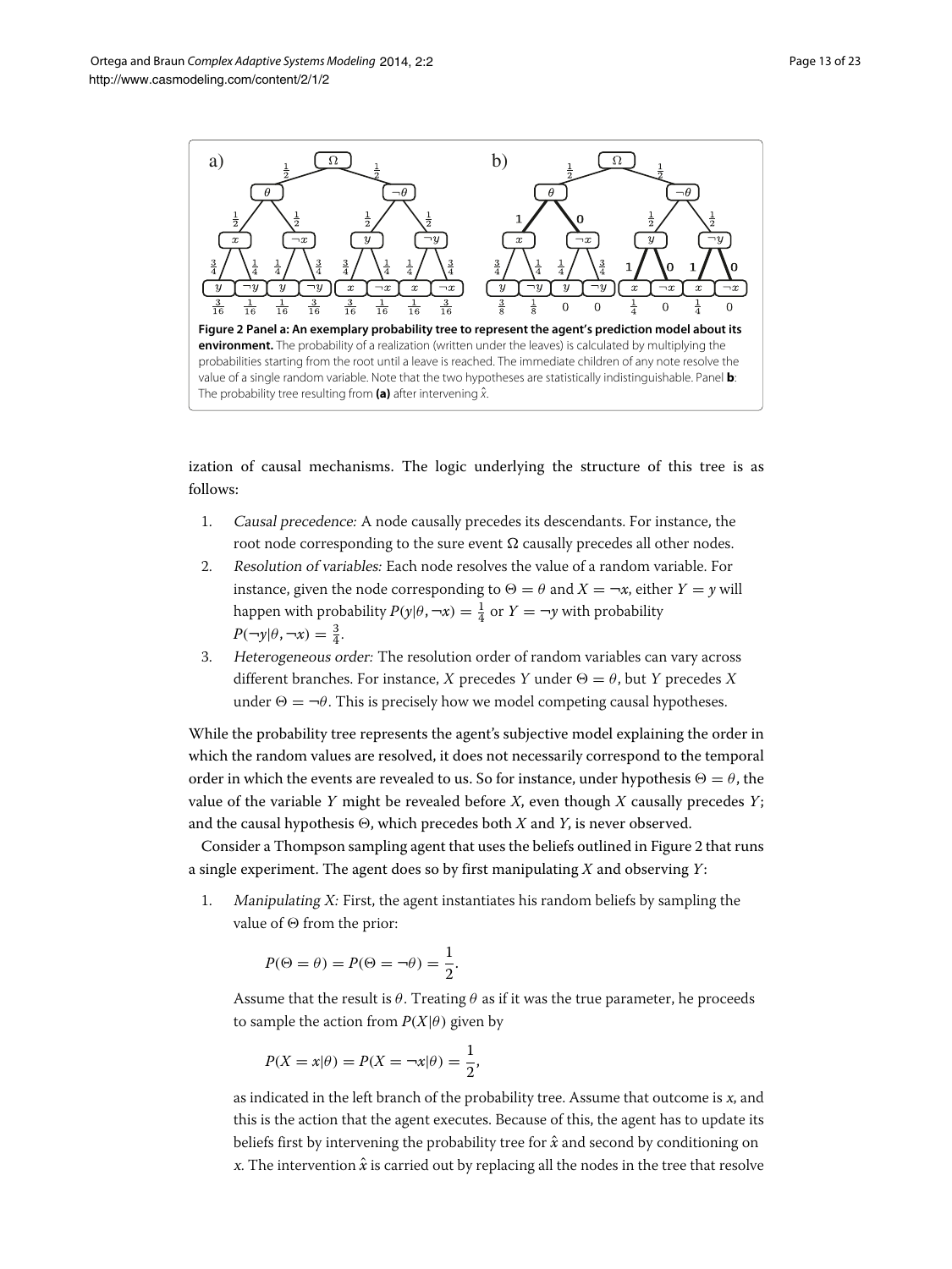Figure 2 Panel a: An exemplary probability tree to represent the agent's prediction model about its environment. The probability of a realization (written under the leaves) is calculated by multiplying the probabilities starting from the root until a leave is reached. The immediate children of any note resolve the value of a single random variable. Note that the two hypotheses are statistically indistinguishable. Panel **b**: The probability tree resulting from **(a)** after intervening $\hat{x}$.

ization of causal mechanisms. The logic underlying the structure of this tree is as follows:

1. *Causal precedence:* A node causally precedes its descendants. For instance, the root node corresponding to the sure event $\Omega$ causally precedes all other nodes.
2. *Resolution of variables:* Each node resolves the value of a random variable. For instance, given the node corresponding to $\Theta = \theta$ and $X = \neg x$, either $Y = y$ will happen with probability $P(y|\theta, \neg x) = \frac{1}{4}$ or $Y = \neg y$ with probability $P(\neg y|\theta, \neg x) = \frac{3}{4}$.
3. *Heterogeneous order:* The resolution order of random variables can vary across different branches. For instance, $X$ precedes $Y$ under $\Theta = \theta$, but $Y$ precedes $X$ under $\Theta = \neg\theta$. This is precisely how we model competing causal hypotheses.

While the probability tree represents the agent's subjective model explaining the order in which the random values are resolved, it does not necessarily correspond to the temporal order in which the events are revealed to us. So for instance, under hypothesis $\Theta = \theta$, the value of the variable $Y$ might be revealed before $X$, even though $X$ causally precedes $Y$; and the causal hypothesis $\Theta$, which precedes both $X$ and $Y$, is never observed.

Consider a Thompson sampling agent that uses the beliefs outlined in Figure 2 that runs a single experiment. The agent does so by first manipulating $X$ and observing $Y$:

1. *Manipulating X:* First, the agent instantiates his random beliefs by sampling the value of $\Theta$ from the prior:

$$P(\Theta = \theta) = P(\Theta = \neg\theta) = \frac{1}{2}.$$

Assume that the result is $\theta$. Treating $\theta$ as if it was the true parameter, he proceeds to sample the action from $P(X|\theta)$ given by

$$P(X = x|\theta) = P(X = \neg x|\theta) = \frac{1}{2},$$

as indicated in the left branch of the probability tree. Assume that outcome is $x$, and this is the action that the agent executes. Because of this, the agent has to update its beliefs first by intervening the probability tree for $\hat{x}$ and second by conditioning on $x$. The intervention $\hat{x}$ is carried out by replacing all the nodes in the tree that resolve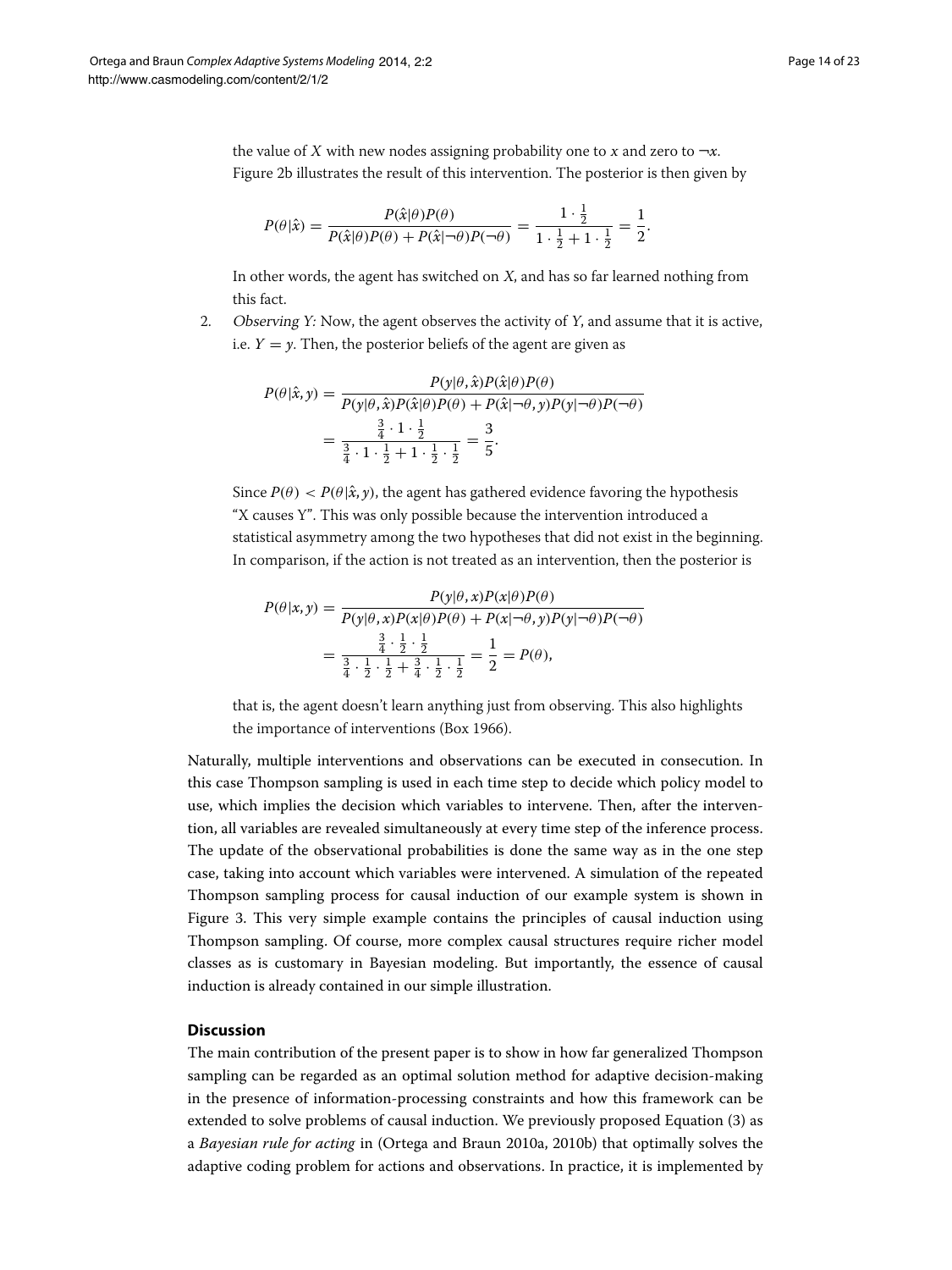the value of $X$ with new nodes assigning probability one to $x$ and zero to $\neg x$. Figure 2b illustrates the result of this intervention. The posterior is then given by

$$P(\theta|\hat{x}) = \frac{P(\hat{x}|\theta)P(\theta)}{P(\hat{x}|\theta)P(\theta) + P(\hat{x}|\neg\theta)P(\neg\theta)} = \frac{1 \cdot \frac{1}{2}}{1 \cdot \frac{1}{2} + 1 \cdot \frac{1}{2}} = \frac{1}{2}.$$

In other words, the agent has switched on $X$, and has so far learned nothing from this fact.

2. *Observing Y:* Now, the agent observes the activity of $Y$, and assume that it is active, i.e. $Y = y$. Then, the posterior beliefs of the agent are given as

$$\begin{aligned} P(\theta|\hat{x}, y) &= \frac{P(y|\theta,\hat{x})P(\hat{x}|\theta)P(\theta)}{P(y|\theta,\hat{x})P(\hat{x}|\theta)P(\theta) + P(\hat{x}|\neg\theta, y)P(y|\neg\theta)P(\neg\theta)} \\ &= \frac{\frac{3}{4} \cdot 1 \cdot \frac{1}{2}}{\frac{3}{4} \cdot 1 \cdot \frac{1}{2} + 1 \cdot \frac{1}{2} \cdot \frac{1}{2}} = \frac{3}{5}. \end{aligned}$$

Since $P(\theta) < P(\theta|\hat{x}, y)$, the agent has gathered evidence favoring the hypothesis "X causes Y". This was only possible because the intervention introduced a statistical asymmetry among the two hypotheses that did not exist in the beginning. In comparison, if the action is not treated as an intervention, then the posterior is

$$\begin{aligned} P(\theta|x, y) &= \frac{P(y|\theta,x)P(x|\theta)P(\theta)}{P(y|\theta,x)P(x|\theta)P(\theta) + P(x|\neg\theta, y)P(y|\neg\theta)P(\neg\theta)} \\ &= \frac{\frac{3}{4} \cdot \frac{1}{2} \cdot \frac{1}{2}}{\frac{3}{4} \cdot \frac{1}{2} \cdot \frac{1}{2} + \frac{3}{4} \cdot \frac{1}{2} \cdot \frac{1}{2}} = \frac{1}{2} = P(\theta), \end{aligned}$$

that is, the agent doesn't learn anything just from observing. This also highlights the importance of interventions (Box 1966).

Naturally, multiple interventions and observations can be executed in consecution. In this case Thompson sampling is used in each time step to decide which policy model to use, which implies the decision which variables to intervene. Then, after the intervention, all variables are revealed simultaneously at every time step of the inference process. The update of the observational probabilities is done the same way as in the one step case, taking into account which variables were intervened. A simulation of the repeated Thompson sampling process for causal induction of our example system is shown in Figure 3. This very simple example contains the principles of causal induction using Thompson sampling. Of course, more complex causal structures require richer model classes as is customary in Bayesian modeling. But importantly, the essence of causal induction is already contained in our simple illustration.

## Discussion

The main contribution of the present paper is to show in how far generalized Thompson sampling can be regarded as an optimal solution method for adaptive decision-making in the presence of information-processing constraints and how this framework can be extended to solve problems of causal induction. We previously proposed Equation (3) as a *Bayesian rule for acting* in (Ortega and Braun 2010a, 2010b) that optimally solves the adaptive coding problem for actions and observations. In practice, it is implemented by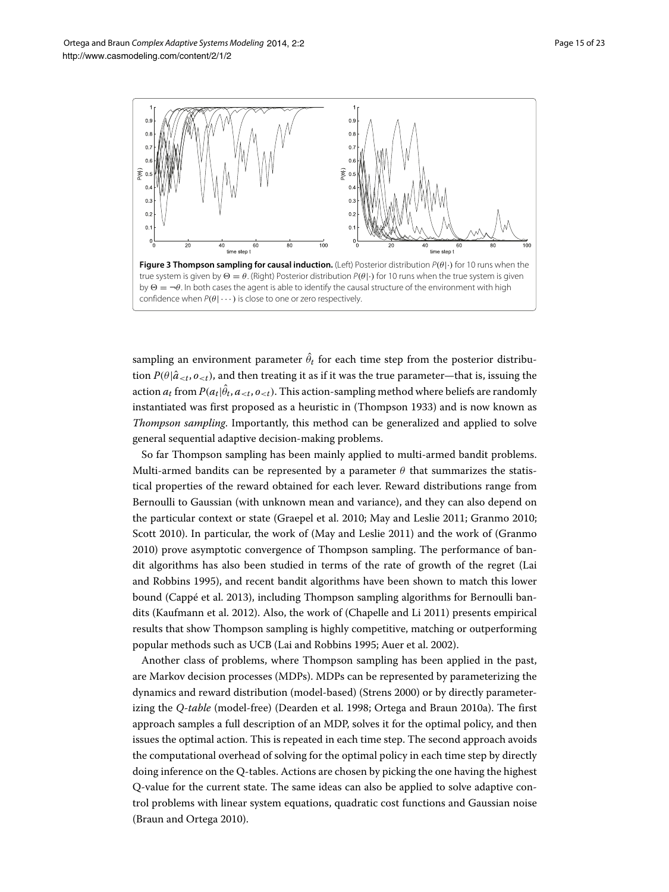**Figure 3 Thompson sampling for causal induction.** (Left) Posterior distribution $P(\theta|\cdot)$ for 10 runs when the true system is given by $\Theta = \theta$. (Right) Posterior distribution $P(\theta|\cdot)$ for 10 runs when the true system is given by $\Theta = \neg\theta$. In both cases the agent is able to identify the causal structure of the environment with high confidence when $P(\theta|\cdots)$ is close to one or zero respectively.

sampling an environment parameter $\hat{\theta}_t$ for each time step from the posterior distribution $P(\theta|\hat{a}_{<t}, o_{<t})$, and then treating it as if it was the true parameter—that is, issuing the action $a_t$ from $P(a_t|\hat{\theta}_t, a_{<t}, o_{<t})$. This action-sampling method where beliefs are randomly instantiated was first proposed as a heuristic in (Thompson 1933) and is now known as *Thompson sampling*. Importantly, this method can be generalized and applied to solve general sequential adaptive decision-making problems.

So far Thompson sampling has been mainly applied to multi-armed bandit problems. Multi-armed bandits can be represented by a parameter $\theta$ that summarizes the statistical properties of the reward obtained for each lever. Reward distributions range from Bernoulli to Gaussian (with unknown mean and variance), and they can also depend on the particular context or state (Graepel et al. 2010; May and Leslie 2011; Granmo 2010; Scott 2010). In particular, the work of (May and Leslie 2011) and the work of (Granmo 2010) prove asymptotic convergence of Thompson sampling. The performance of bandit algorithms has also been studied in terms of the rate of growth of the regret (Lai and Robbins 1995), and recent bandit algorithms have been shown to match this lower bound (Cappé et al. 2013), including Thompson sampling algorithms for Bernoulli bandits (Kaufmann et al. 2012). Also, the work of (Chapelle and Li 2011) presents empirical results that show Thompson sampling is highly competitive, matching or outperforming popular methods such as UCB (Lai and Robbins 1995; Auer et al. 2002).

Another class of problems, where Thompson sampling has been applied in the past, are Markov decision processes (MDPs). MDPs can be represented by parameterizing the dynamics and reward distribution (model-based) (Strens 2000) or by directly parameterizing the *Q-table* (model-free) (Dearden et al. 1998; Ortega and Braun 2010a). The first approach samples a full description of an MDP, solves it for the optimal policy, and then issues the optimal action. This is repeated in each time step. The second approach avoids the computational overhead of solving for the optimal policy in each time step by directly doing inference on the Q-tables. Actions are chosen by picking the one having the highest Q-value for the current state. The same ideas can also be applied to solve adaptive control problems with linear system equations, quadratic cost functions and Gaussian noise (Braun and Ortega 2010).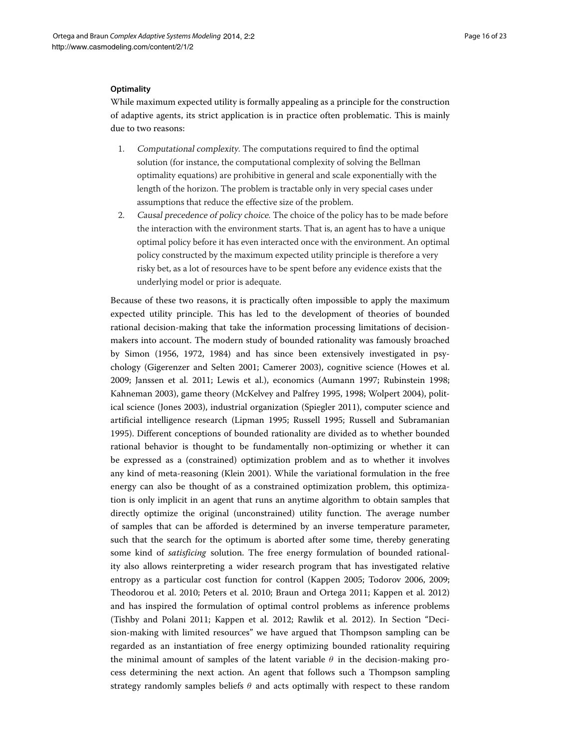#### Optimality

While maximum expected utility is formally appealing as a principle for the construction of adaptive agents, its strict application is in practice often problematic. This is mainly due to two reasons:

1. *Computational complexity.* The computations required to find the optimal solution (for instance, the computational complexity of solving the Bellman optimality equations) are prohibitive in general and scale exponentially with the length of the horizon. The problem is tractable only in very special cases under assumptions that reduce the effective size of the problem.
2. *Causal precedence of policy choice.* The choice of the policy has to be made before the interaction with the environment starts. That is, an agent has to have a unique optimal policy before it has even interacted once with the environment. An optimal policy constructed by the maximum expected utility principle is therefore a very risky bet, as a lot of resources have to be spent before any evidence exists that the underlying model or prior is adequate.

Because of these two reasons, it is practically often impossible to apply the maximum expected utility principle. This has led to the development of theories of bounded rational decision-making that take the information processing limitations of decision-makers into account. The modern study of bounded rationality was famously broached by Simon (1956, 1972, 1984) and has since been extensively investigated in psychology (Gigerenzer and Selten 2001; Camerer 2003), cognitive science (Howes et al. 2009; Janssen et al. 2011; Lewis et al.), economics (Aumann 1997; Rubinstein 1998; Kahneman 2003), game theory (McKelvey and Palfrey 1995, 1998; Wolpert 2004), political science (Jones 2003), industrial organization (Spiegler 2011), computer science and artificial intelligence research (Lipman 1995; Russell 1995; Russell and Subramanian 1995). Different conceptions of bounded rationality are divided as to whether bounded rational behavior is thought to be fundamentally non-optimizing or whether it can be expressed as a (constrained) optimization problem and as to whether it involves any kind of meta-reasoning (Klein 2001). While the variational formulation in the free energy can also be thought of as a constrained optimization problem, this optimization is only implicit in an agent that runs an anytime algorithm to obtain samples that directly optimize the original (unconstrained) utility function. The average number of samples that can be afforded is determined by an inverse temperature parameter, such that the search for the optimum is aborted after some time, thereby generating some kind of *satisficing* solution. The free energy formulation of bounded rationality also allows reinterpreting a wider research program that has investigated relative entropy as a particular cost function for control (Kappen 2005; Todorov 2006, 2009; Theodorou et al. 2010; Peters et al. 2010; Braun and Ortega 2011; Kappen et al. 2012) and has inspired the formulation of optimal control problems as inference problems (Tishby and Polani 2011; Kappen et al. 2012; Rawlik et al. 2012). In Section "Decision-making with limited resources" we have argued that Thompson sampling can be regarded as an instantiation of free energy optimizing bounded rationality requiring the minimal amount of samples of the latent variable $\theta$ in the decision-making process determining the next action. An agent that follows such a Thompson sampling strategy randomly samples beliefs $\theta$ and acts optimally with respect to these random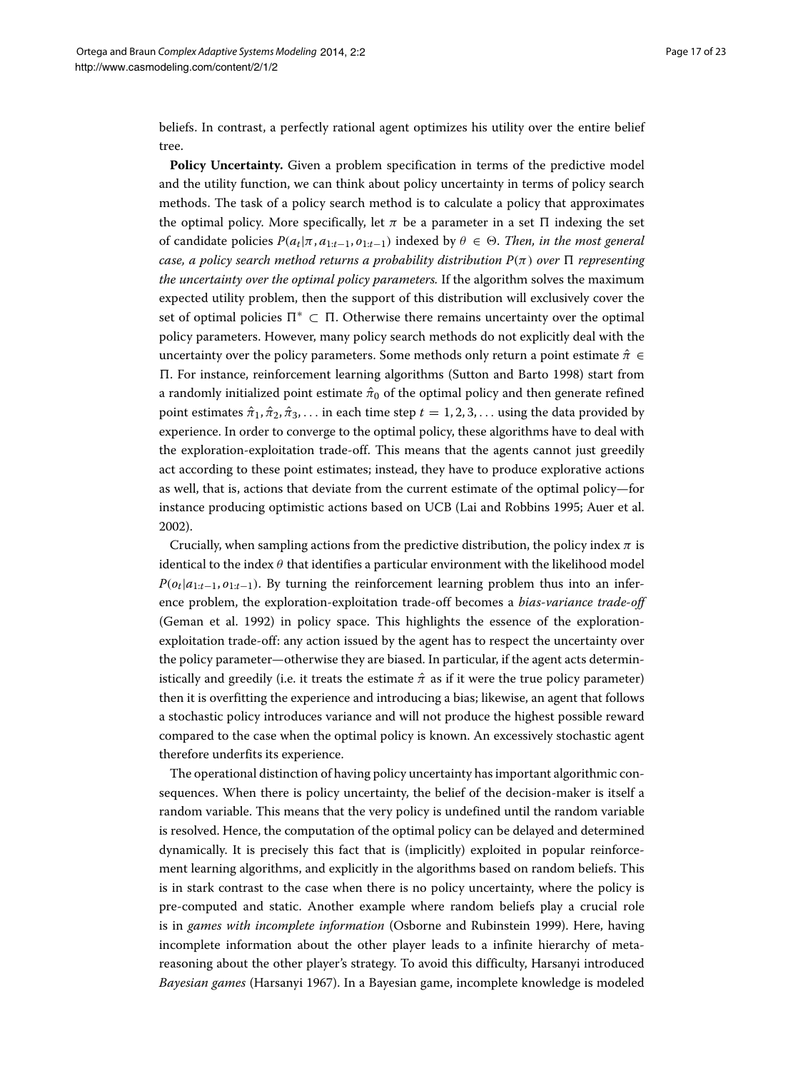beliefs. In contrast, a perfectly rational agent optimizes his utility over the entire belief tree.

**Policy Uncertainty.** Given a problem specification in terms of the predictive model and the utility function, we can think about policy uncertainty in terms of policy search methods. The task of a policy search method is to calculate a policy that approximates the optimal policy. More specifically, let $\pi$ be a parameter in a set $\Pi$ indexing the set of candidate policies $P(a_t|\pi, a_{1:t-1}, o_{1:t-1})$ indexed by $\theta \in \Theta$. *Then, in the most general case, a policy search method returns a probability distribution* $P(\pi)$ *over* $\Pi$ *representing the uncertainty over the optimal policy parameters.* If the algorithm solves the maximum expected utility problem, then the support of this distribution will exclusively cover the set of optimal policies $\Pi^* \subset \Pi$. Otherwise there remains uncertainty over the optimal policy parameters. However, many policy search methods do not explicitly deal with the uncertainty over the policy parameters. Some methods only return a point estimate $\hat{\pi} \in \Pi$. For instance, reinforcement learning algorithms (Sutton and Barto 1998) start from a randomly initialized point estimate $\hat{\pi}_0$ of the optimal policy and then generate refined point estimates $\hat{\pi}_1, \hat{\pi}_2, \hat{\pi}_3, \ldots$ in each time step $t = 1, 2, 3, \ldots$ using the data provided by experience. In order to converge to the optimal policy, these algorithms have to deal with the exploration-exploitation trade-off. This means that the agents cannot just greedily act according to these point estimates; instead, they have to produce explorative actions as well, that is, actions that deviate from the current estimate of the optimal policy—for instance producing optimistic actions based on UCB (Lai and Robbins 1995; Auer et al. 2002).

Crucially, when sampling actions from the predictive distribution, the policy index $\pi$ is identical to the index $\theta$ that identifies a particular environment with the likelihood model $P(o_t|a_{1:t-1}, o_{1:t-1})$. By turning the reinforcement learning problem thus into an inference problem, the exploration-exploitation trade-off becomes a *bias-variance trade-off* (Geman et al. 1992) in policy space. This highlights the essence of the exploration-exploitation trade-off: any action issued by the agent has to respect the uncertainty over the policy parameter—otherwise they are biased. In particular, if the agent acts deterministically and greedily (i.e. it treats the estimate $\hat{\pi}$ as if it were the true policy parameter) then it is overfitting the experience and introducing a bias; likewise, an agent that follows a stochastic policy introduces variance and will not produce the highest possible reward compared to the case when the optimal policy is known. An excessively stochastic agent therefore underfits its experience.

The operational distinction of having policy uncertainty has important algorithmic consequences. When there is policy uncertainty, the belief of the decision-maker is itself a random variable. This means that the very policy is undefined until the random variable is resolved. Hence, the computation of the optimal policy can be delayed and determined dynamically. It is precisely this fact that is (implicitly) exploited in popular reinforcement learning algorithms, and explicitly in the algorithms based on random beliefs. This is in stark contrast to the case when there is no policy uncertainty, where the policy is pre-computed and static. Another example where random beliefs play a crucial role is in *games with incomplete information* (Osborne and Rubinstein 1999). Here, having incomplete information about the other player leads to a infinite hierarchy of meta-reasoning about the other player's strategy. To avoid this difficulty, Harsanyi introduced *Bayesian games* (Harsanyi 1967). In a Bayesian game, incomplete knowledge is modeled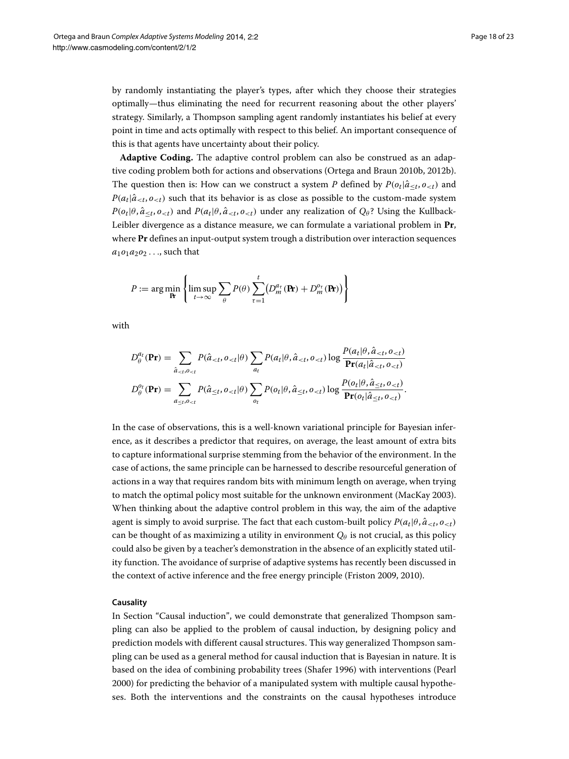by randomly instantiating the player's types, after which they choose their strategies optimally—thus eliminating the need for recurrent reasoning about the other players' strategy. Similarly, a Thompson sampling agent randomly instantiates his belief at every point in time and acts optimally with respect to this belief. An important consequence of this is that agents have uncertainty about their policy.

**Adaptive Coding.** The adaptive control problem can also be construed as an adaptive coding problem both for actions and observations (Ortega and Braun 2010b, 2012b). The question then is: How can we construct a system $P$ defined by $P(o_t|\hat{a}_{\leq t}, o_{<t})$ and $P(a_t|\hat{a}_{<t}, o_{<t})$ such that its behavior is as close as possible to the custom-made system $P(o_t|\theta, \hat{a}_{\leq t}, o_{<t})$ and $P(a_t|\theta, \hat{a}_{<t}, o_{<t})$ under any realization of $Q_\theta$? Using the Kullback-Leibler divergence as a distance measure, we can formulate a variational problem in $\mathbf{Pr}$, where $\mathbf{Pr}$ defines an input-output system trough a distribution over interaction sequences $a_1 o_1 a_2 o_2 \ldots$, such that

$$P := \arg\min_{\mathbf{Pr}} \left\{ \limsup_{t \to \infty} \sum_{\theta} P(\theta) \sum_{\tau=1}^{t} \left( D_m^{a_\tau}(\mathbf{Pr}) + D_m^{o_\tau}(\mathbf{Pr}) \right) \right\}$$

with

$$D_\theta^{a_t}(\mathbf{Pr}) = \sum_{\hat{a}_{<t}, o_{<t}} P(\hat{a}_{<t}, o_{<t}|\theta) \sum_{a_t} P(a_t|\theta, \hat{a}_{<t}, o_{<t}) \log \frac{P(a_t|\theta, \hat{a}_{<t}, o_{<t})}{\mathbf{Pr}(a_t|\hat{a}_{<t}, o_{<t})}$$

$$D_\theta^{o_t}(\mathbf{Pr}) = \sum_{a_{\leq t}, o_{<t}} P(\hat{a}_{\leq t}, o_{<t}|\theta) \sum_{o_t} P(o_t|\theta, \hat{a}_{\leq t}, o_{<t}) \log \frac{P(o_t|\theta, \hat{a}_{\leq t}, o_{<t})}{\mathbf{Pr}(o_t|\hat{a}_{\leq t}, o_{<t})}.$$

In the case of observations, this is a well-known variational principle for Bayesian inference, as it describes a predictor that requires, on average, the least amount of extra bits to capture informational surprise stemming from the behavior of the environment. In the case of actions, the same principle can be harnessed to describe resourceful generation of actions in a way that requires random bits with minimum length on average, when trying to match the optimal policy most suitable for the unknown environment (MacKay 2003). When thinking about the adaptive control problem in this way, the aim of the adaptive agent is simply to avoid surprise. The fact that each custom-built policy $P(a_t|\theta, \hat{a}_{<t}, o_{<t})$ can be thought of as maximizing a utility in environment $Q_\theta$ is not crucial, as this policy could also be given by a teacher's demonstration in the absence of an explicitly stated utility function. The avoidance of surprise of adaptive systems has recently been discussed in the context of active inference and the free energy principle (Friston 2009, 2010).

### Causality

In Section "Causal induction", we could demonstrate that generalized Thompson sampling can also be applied to the problem of causal induction, by designing policy and prediction models with different causal structures. This way generalized Thompson sampling can be used as a general method for causal induction that is Bayesian in nature. It is based on the idea of combining probability trees (Shafer 1996) with interventions (Pearl 2000) for predicting the behavior of a manipulated system with multiple causal hypotheses. Both the interventions and the constraints on the causal hypotheses introduce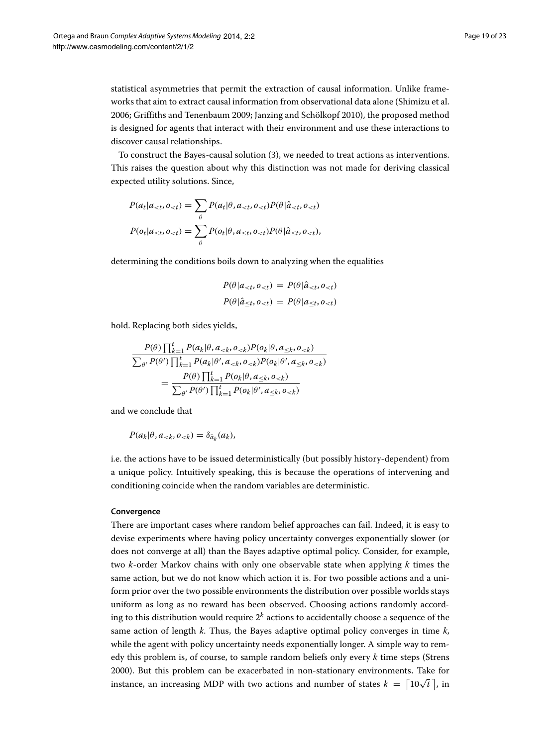statistical asymmetries that permit the extraction of causal information. Unlike frameworks that aim to extract causal information from observational data alone (Shimizu et al. 2006; Griffiths and Tenenbaum 2009; Janzing and Schölkopf 2010), the proposed method is designed for agents that interact with their environment and use these interactions to discover causal relationships.

To construct the Bayes-causal solution (3), we needed to treat actions as interventions. This raises the question about why this distinction was not made for deriving classical expected utility solutions. Since,

$$
\begin{aligned}
P(a_t|a_{<t}, o_{<t}) &= \sum_{\theta} P(a_t|\theta, a_{<t}, o_{<t}) P(\theta|\hat{a}_{<t}, o_{<t}) \\
P(o_t|a_{\leq t}, o_{<t}) &= \sum_{\theta} P(o_t|\theta, a_{\leq t}, o_{<t}) P(\theta|\hat{a}_{\leq t}, o_{<t}),
\end{aligned}
$$

determining the conditions boils down to analyzing when the equalities

$$
\begin{aligned}
P(\theta|a_{<t}, o_{<t}) &= P(\theta|\hat{a}_{<t}, o_{<t}) \\
P(\theta|\hat{a}_{\leq t}, o_{<t}) &= P(\theta|a_{\leq t}, o_{<t})
\end{aligned}
$$

hold. Replacing both sides yields,

$$
\begin{aligned}
&\frac{P(\theta) \prod_{k=1}^{t} P(a_k|\theta, a_{<k}, o_{<k}) P(o_k|\theta, a_{\leq k}, o_{<k})}{\sum_{\theta'} P(\theta') \prod_{k=1}^{t} P(a_k|\theta', a_{<k}, o_{<k}) P(o_k|\theta', a_{\leq k}, o_{<k})} \\
&\qquad = \frac{P(\theta) \prod_{k=1}^{t} P(o_k|\theta, a_{\leq k}, o_{<k})}{\sum_{\theta'} P(\theta') \prod_{k=1}^{t} P(o_k|\theta', a_{\leq k}, o_{<k})}
\end{aligned}
$$

and we conclude that

$$
P(a_k|\theta, a_{<k}, o_{<k}) = \delta_{\bar{a}_k}(a_k),
$$

i.e. the actions have to be issued deterministically (but possibly history-dependent) from a unique policy. Intuitively speaking, this is because the operations of intervening and conditioning coincide when the random variables are deterministic.

#### Convergence

There are important cases where random belief approaches can fail. Indeed, it is easy to devise experiments where having policy uncertainty converges exponentially slower (or does not converge at all) than the Bayes adaptive optimal policy. Consider, for example, two $k$-order Markov chains with only one observable state when applying $k$ times the same action, but we do not know which action it is. For two possible actions and a uniform prior over the two possible environments the distribution over possible worlds stays uniform as long as no reward has been observed. Choosing actions randomly according to this distribution would require $2^k$ actions to accidentally choose a sequence of the same action of length $k$. Thus, the Bayes adaptive optimal policy converges in time $k$, while the agent with policy uncertainty needs exponentially longer. A simple way to remedy this problem is, of course, to sample random beliefs only every $k$ time steps (Strens 2000). But this problem can be exacerbated in non-stationary environments. Take for instance, an increasing MDP with two actions and number of states $k = \lceil 10\sqrt{t} \rceil$, in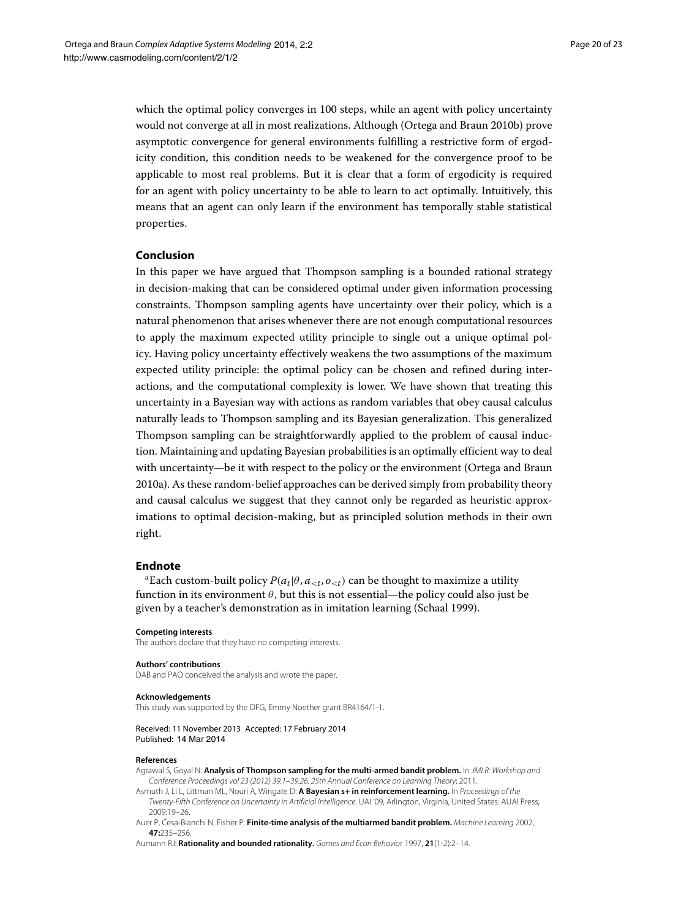which the optimal policy converges in 100 steps, while an agent with policy uncertainty would not converge at all in most realizations. Although (Ortega and Braun 2010b) prove asymptotic convergence for general environments fulfilling a restrictive form of ergodicity condition, this condition needs to be weakened for the convergence proof to be applicable to most real problems. But it is clear that a form of ergodicity is required for an agent with policy uncertainty to be able to learn to act optimally. Intuitively, this means that an agent can only learn if the environment has temporally stable statistical properties.

## Conclusion

In this paper we have argued that Thompson sampling is a bounded rational strategy in decision-making that can be considered optimal under given information processing constraints. Thompson sampling agents have uncertainty over their policy, which is a natural phenomenon that arises whenever there are not enough computational resources to apply the maximum expected utility principle to single out a unique optimal policy. Having policy uncertainty effectively weakens the two assumptions of the maximum expected utility principle: the optimal policy can be chosen and refined during interactions, and the computational complexity is lower. We have shown that treating this uncertainty in a Bayesian way with actions as random variables that obey causal calculus naturally leads to Thompson sampling and its Bayesian generalization. This generalized Thompson sampling can be straightforwardly applied to the problem of causal induction. Maintaining and updating Bayesian probabilities is an optimally efficient way to deal with uncertainty—be it with respect to the policy or the environment (Ortega and Braun 2010a). As these random-belief approaches can be derived simply from probability theory and causal calculus we suggest that they cannot only be regarded as heuristic approximations to optimal decision-making, but as principled solution methods in their own right.

## Endnote

[a]Each custom-built policy $P(a_t|\theta, a_{<t}, o_{<t})$ can be thought to maximize a utility function in its environment $\theta$, but this is not essential—the policy could also just be given by a teacher's demonstration as in imitation learning (Schaal 1999).

#### Competing interests

The authors declare that they have no competing interests.

#### Authors' contributions

DAB and PAO conceived the analysis and wrote the paper.

#### Acknowledgements

This study was supported by the DFG, Emmy Noether grant BR4164/1-1.

Received: 11 November 2013 Accepted: 17 February 2014
Published: 14 Mar 2014

#### References

Agrawal S, Goyal N: **Analysis of Thompson sampling for the multi-armed bandit problem.** In *JMLR: Workshop and Conference Proceedings vol 23 (2012) 39.1–39.26. 25th Annual Conference on Learning Theory*; 2011.

Asmuth J, Li L, Littman ML, Nouri A, Wingate D: **A Bayesian s+ in reinforcement learning.** In *Proceedings of the Twenty-Fifth Conference on Uncertainty in Artificial Intelligence*. UAI '09, Arlington, Virginia, United States: AUAI Press; 2009:19–26.

Auer P, Cesa-Bianchi N, Fisher P: **Finite-time analysis of the multiarmed bandit problem.** *Machine Learning* 2002, **47:**235–256.

Aumann RJ: **Rationality and bounded rationality.** *Games and Econ Behavior* 1997, **21**(1-2):2–14.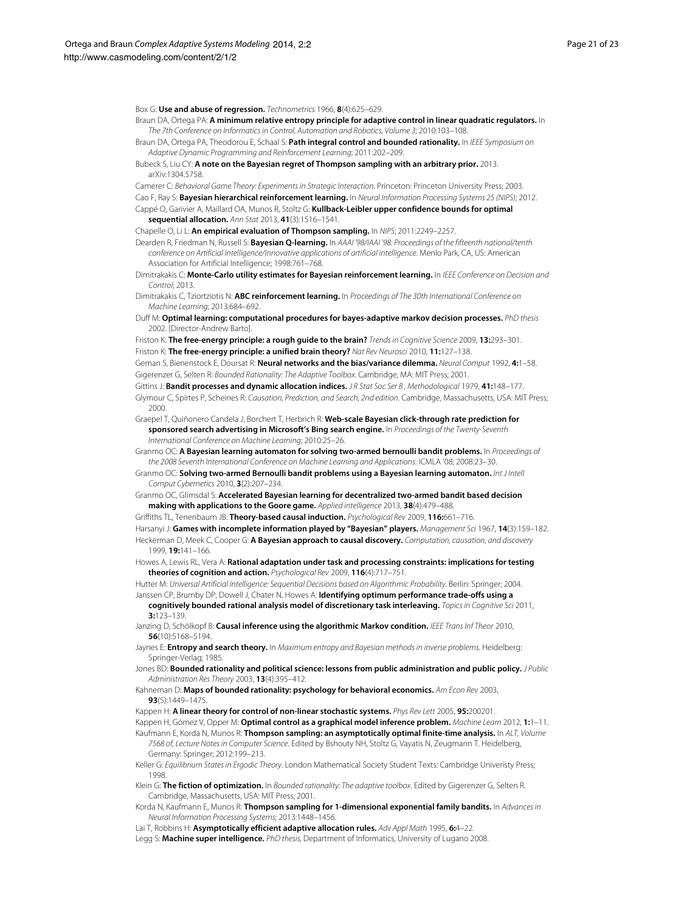Box G: **Use and abuse of regression.** *Technometrics* 1966, **8**(4):625–629.

Braun DA, Ortega PA: **A minimum relative entropy principle for adaptive control in linear quadratic regulators.** In *The 7th Conference on Informatics in Control, Automation and Robotics, Volume 3*; 2010:103–108.

Braun DA, Ortega PA, Theodorou E, Schaal S: **Path integral control and bounded rationality.** In *IEEE Symposium on Adaptive Dynamic Programming and Reinforcement Learning*; 2011:202–209.

Bubeck S, Liu CY: **A note on the Bayesian regret of Thompson sampling with an arbitrary prior.** 2013. arXiv:1304.5758.

Camerer C: *Behavioral Game Theory: Experiments in Strategic Interaction*. Princeton: Princeton University Press; 2003.

Cao F, Ray S: **Bayesian hierarchical reinforcement learning.** In *Neural Information Processing Systems 25 (NIPS)*; 2012.

Cappé O, Garivier A, Maillard OA, Munos R, Stoltz G: **Kullback-Leibler upper confidence bounds for optimal sequential allocation.** *Ann Stat* 2013, **41**(3):1516–1541.

Chapelle O, Li L: **An empirical evaluation of Thompson sampling.** In *NIPS*; 2011:2249–2257.

Dearden R, Friedman N, Russell S: **Bayesian Q-learning.** In *AAAI '98/IAAI '98: Proceedings of the fifteenth national/tenth conference on Artificial intelligence/Innovative applications of artificial intelligence*. Menlo Park, CA, US: American Association for Artificial Intelligence; 1998:761–768.

Dimitrakakis C: **Monte-Carlo utility estimates for Bayesian reinforcement learning.** In *IEEE Conference on Decision and Control*; 2013.

Dimitrakakis C, Tziortziotis N: **ABC reinforcement learning.** In *Proceedings of The 30th International Conference on Machine Learning*; 2013:684–692.

Duff M: **Optimal learning: computational procedures for bayes-adaptive markov decision processes.** *PhD thesis* 2002. [Director-Andrew Barto].

Friston K: **The free-energy principle: a rough guide to the brain?** *Trends in Cognitive Science* 2009, **13:**293–301.

Friston K: **The free-energy principle: a unified brain theory?** *Nat Rev Neurosci* 2010, **11:**127–138.

Geman S, Bienenstock E, Doursat R: **Neural networks and the bias/variance dilemma.** *Neural Comput* 1992, **4:**1–58.

Gigerenzer G, Selten R: *Bounded Rationality: The Adaptive Toolbox*. Cambridge, MA: MIT Press; 2001.

Gittins J: **Bandit processes and dynamic allocation indices.** *J R Stat Soc Ser B , Methodological* 1979, **41:**148–177.

Glymour C, Spirtes P, Scheines R: *Causation, Prediction, and Search, 2nd edition*. Cambridge, Massachusetts, USA: MIT Press; 2000.

Graepel T, Quiñonero Candela J, Borchert T, Herbrich R: **Web-scale Bayesian click-through rate prediction for sponsored search advertising in Microsoft's Bing search engine.** In *Proceedings of the Twenty-Seventh International Conference on Machine Learning*; 2010:25–26.

Granmo OC: **A Bayesian learning automaton for solving two-armed bernoulli bandit problems.** In *Proceedings of the 2008 Seventh International Conference on Machine Learning and Applications*: ICMLA '08; 2008:23–30.

Granmo OC: **Solving two-armed Bernoulli bandit problems using a Bayesian learning automaton.** *Int J Intell Comput Cybernetics* 2010, **3**(2):207–234.

Granmo OC, Glimsdal S: **Accelerated Bayesian learning for decentralized two-armed bandit based decision making with applications to the Goore game.** *Applied intelligence* 2013, **38**(4):479–488.

Griffiths TL, Tenenbaum JB: **Theory-based causal induction.** *Psychological Rev* 2009, **116:**661–716.

Harsanyi J: **Games with incomplete information played by "Bayesian" players.** *Management Sci* 1967, **14**(3):159–182.

Heckerman D, Meek C, Cooper G: **A Bayesian approach to causal discovery.** *Computation, causation, and discovery* 1999, **19:**141–166.

Howes A, Lewis RL, Vera A: **Rational adaptation under task and processing constraints: implications for testing theories of cognition and action.** *Psychological Rev* 2009, **116**(4):717–751.

Hutter M: *Universal Artificial Intelligence: Sequential Decisions based on Algorithmic Probability*. Berlin: Springer; 2004.

Janssen CP, Brumby DP, Dowell J, Chater N, Howes A: **Identifying optimum performance trade-offs using a cognitively bounded rational analysis model of discretionary task interleaving.** *Topics in Cognitive Sci* 2011, **3:**123–139.

Janzing D, Schölkopf B: **Causal inference using the algorithmic Markov condition.** *IEEE Trans Inf Theor* 2010, **56**(10):5168–5194.

Jaynes E: **Entropy and search theory.** In *Maximum entropy and Bayesian methods in inverse problems*. Heidelberg: Springer-Verlag; 1985.

Jones BD: **Bounded rationality and political science: lessons from public administration and public policy.** *J Public Administration Res Theory* 2003, **13**(4):395–412.

Kahneman D: **Maps of bounded rationality: psychology for behavioral economics.** *Am Econ Rev* 2003, **93**(5):1449–1475.

Kappen H: **A linear theory for control of non-linear stochastic systems.** *Phys Rev Lett* 2005, **95:**200201.

Kappen H, Gómez V, Opper M: **Optimal control as a graphical model inference problem.** *Machine Learn* 2012, **1:**1–11.

Kaufmann E, Korda N, Munos R: **Thompson sampling: an asymptotically optimal finite-time analysis.** In *ALT, Volume 7568 of, Lecture Notes in Computer Science*. Edited by Bshouty NH, Stoltz G, Vayatis N, Zeugmann T. Heidelberg, Germany: Springer; 2012:199–213.

Keller G: *Equilibrium States in Ergodic Theory*. London Mathematical Society Student Texts: Cambridge Univeristy Press; 1998.

Klein G: **The fiction of optimization.** In *Bounded rationality: The adaptive toolbox*. Edited by Gigerenzer G, Selten R. Cambridge, Massachusetts, USA: MIT Press; 2001.

Korda N, Kaufmann E, Munos R: **Thompson sampling for 1-dimensional exponential family bandits.** In *Advances in Neural Information Processing Systems*; 2013:1448–1456.

Lai T, Robbins H: **Asymptotically efficient adaptive allocation rules.** *Adv Appl Math* 1995, **6:**4–22.

Legg S: **Machine super intelligence.** *PhD thesis*, Department of Informatics, University of Lugano 2008.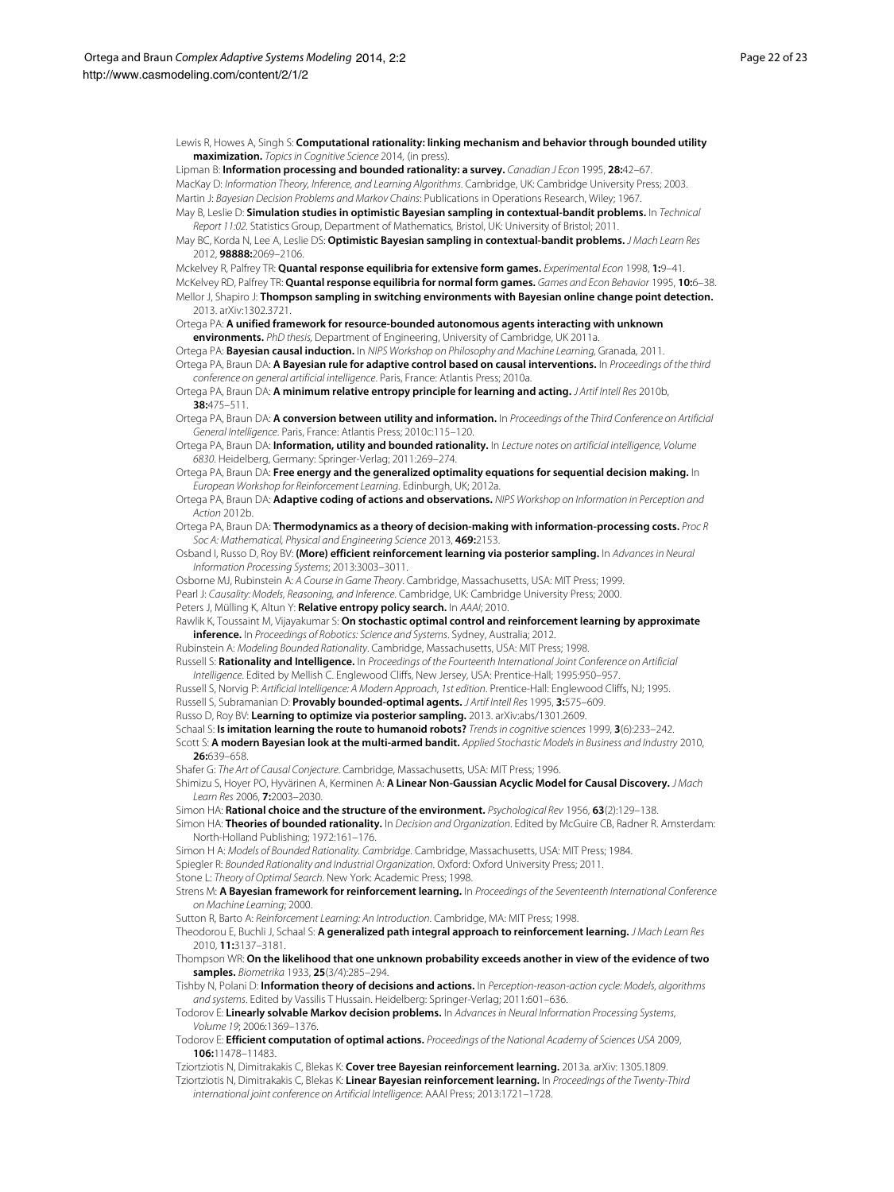Lewis R, Howes A, Singh S: **Computational rationality: linking mechanism and behavior through bounded utility maximization.** *Topics in Cognitive Science* 2014, (in press).

Lipman B: **Information processing and bounded rationality: a survey.** *Canadian J Econ* 1995, **28:**42–67.

MacKay D: *Information Theory, Inference, and Learning Algorithms*. Cambridge, UK: Cambridge University Press; 2003.

Martin J: *Bayesian Decision Problems and Markov Chains*: Publications in Operations Research, Wiley; 1967.

May B, Leslie D: **Simulation studies in optimistic Bayesian sampling in contextual-bandit problems.** In *Technical Report 11:02*. Statistics Group, Department of Mathematics, Bristol, UK: University of Bristol; 2011.

May BC, Korda N, Lee A, Leslie DS: **Optimistic Bayesian sampling in contextual-bandit problems.** *J Mach Learn Res* 2012, **98888:**2069–2106.

Mckelvey R, Palfrey TR: **Quantal response equilibria for extensive form games.** *Experimental Econ* 1998, **1:**9–41.

McKelvey RD, Palfrey TR: **Quantal response equilibria for normal form games.** *Games and Econ Behavior* 1995, **10:**6–38.

Mellor J, Shapiro J: **Thompson sampling in switching environments with Bayesian online change point detection.** 2013. arXiv:1302.3721.

Ortega PA: **A unified framework for resource-bounded autonomous agents interacting with unknown environments.** *PhD thesis*, Department of Engineering, University of Cambridge, UK 2011a.

Ortega PA: **Bayesian causal induction.** In *NIPS Workshop on Philosophy and Machine Learning*, Granada, 2011.

Ortega PA, Braun DA: **A Bayesian rule for adaptive control based on causal interventions.** In *Proceedings of the third conference on general artificial intelligence*. Paris, France: Atlantis Press; 2010a.

Ortega PA, Braun DA: **A minimum relative entropy principle for learning and acting.** *J Artif Intell Res* 2010b, **38:**475–511.

Ortega PA, Braun DA: **A conversion between utility and information.** In *Proceedings of the Third Conference on Artificial General Intelligence*. Paris, France: Atlantis Press; 2010c:115–120.

Ortega PA, Braun DA: **Information, utility and bounded rationality.** In *Lecture notes on artificial intelligence, Volume 6830*. Heidelberg, Germany: Springer-Verlag; 2011:269–274.

Ortega PA, Braun DA: **Free energy and the generalized optimality equations for sequential decision making.** In *European Workshop for Reinforcement Learning*. Edinburgh, UK; 2012a.

Ortega PA, Braun DA: **Adaptive coding of actions and observations.** *NIPS Workshop on Information in Perception and Action* 2012b.

Ortega PA, Braun DA: **Thermodynamics as a theory of decision-making with information-processing costs.** *Proc R Soc A: Mathematical, Physical and Engineering Science* 2013, **469:**2153.

Osband I, Russo D, Roy BV: **(More) efficient reinforcement learning via posterior sampling.** In *Advances in Neural Information Processing Systems*; 2013:3003–3011.

Osborne MJ, Rubinstein A: *A Course in Game Theory*. Cambridge, Massachusetts, USA: MIT Press; 1999.

Pearl J: *Causality: Models, Reasoning, and Inference*. Cambridge, UK: Cambridge University Press; 2000.

Peters J, Mülling K, Altun Y: **Relative entropy policy search.** In *AAAI*; 2010.

Rawlik K, Toussaint M, Vijayakumar S: **On stochastic optimal control and reinforcement learning by approximate inference.** In *Proceedings of Robotics: Science and Systems*. Sydney, Australia; 2012.

Rubinstein A: *Modeling Bounded Rationality*. Cambridge, Massachusetts, USA: MIT Press; 1998.

Russell S: **Rationality and Intelligence.** In *Proceedings of the Fourteenth International Joint Conference on Artificial Intelligence*. Edited by Mellish C. Englewood Cliffs, New Jersey, USA: Prentice-Hall; 1995:950–957.

Russell S, Norvig P: *Artificial Intelligence: A Modern Approach, 1st edition*. Prentice-Hall: Englewood Cliffs, NJ; 1995.

Russell S, Subramanian D: **Provably bounded-optimal agents.** *J Artif Intell Res* 1995, **3:**575–609.

Russo D, Roy BV: **Learning to optimize via posterior sampling.** 2013. arXiv:abs/1301.2609.

Schaal S: **Is imitation learning the route to humanoid robots?** *Trends in cognitive sciences* 1999, **3**(6):233–242.

Scott S: **A modern Bayesian look at the multi-armed bandit.** *Applied Stochastic Models in Business and Industry* 2010, **26:**639–658.

Shafer G: *The Art of Causal Conjecture*. Cambridge, Massachusetts, USA: MIT Press; 1996.

Shimizu S, Hoyer PO, Hyvärinen A, Kerminen A: **A Linear Non-Gaussian Acyclic Model for Causal Discovery.** *J Mach Learn Res* 2006, **7:**2003–2030.

Simon HA: **Rational choice and the structure of the environment.** *Psychological Rev* 1956, **63**(2):129–138.

Simon HA: **Theories of bounded rationality.** In *Decision and Organization*. Edited by McGuire CB, Radner R. Amsterdam: North-Holland Publishing; 1972:161–176.

Simon H A: *Models of Bounded Rationality. Cambridge*. Cambridge, Massachusetts, USA: MIT Press; 1984.

Spiegler R: *Bounded Rationality and Industrial Organization*. Oxford: Oxford University Press; 2011.

Stone L: *Theory of Optimal Search*. New York: Academic Press; 1998.

Strens M: **A Bayesian framework for reinforcement learning.** In *Proceedings of the Seventeenth International Conference on Machine Learning*; 2000.

Sutton R, Barto A: *Reinforcement Learning: An Introduction*. Cambridge, MA: MIT Press; 1998.

Theodorou E, Buchli J, Schaal S: **A generalized path integral approach to reinforcement learning.** *J Mach Learn Res* 2010, **11:**3137–3181.

Thompson WR: **On the likelihood that one unknown probability exceeds another in view of the evidence of two samples.** *Biometrika* 1933, **25**(3/4):285–294.

Tishby N, Polani D: **Information theory of decisions and actions.** In *Perception-reason-action cycle: Models, algorithms and systems*. Edited by Vassilis T Hussain. Heidelberg: Springer-Verlag; 2011:601–636.

Todorov E: **Linearly solvable Markov decision problems.** In *Advances in Neural Information Processing Systems, Volume 19*; 2006:1369–1376.

Todorov E: **Efficient computation of optimal actions.** *Proceedings of the National Academy of Sciences USA* 2009, **106:**11478–11483.

Tziortziotis N, Dimitrakakis C, Blekas K: **Cover tree Bayesian reinforcement learning.** 2013a. arXiv: 1305.1809.

Tziortziotis N, Dimitrakakis C, Blekas K: **Linear Bayesian reinforcement learning.** In *Proceedings of the Twenty-Third international joint conference on Artificial Intelligence*: AAAI Press; 2013:1721–1728.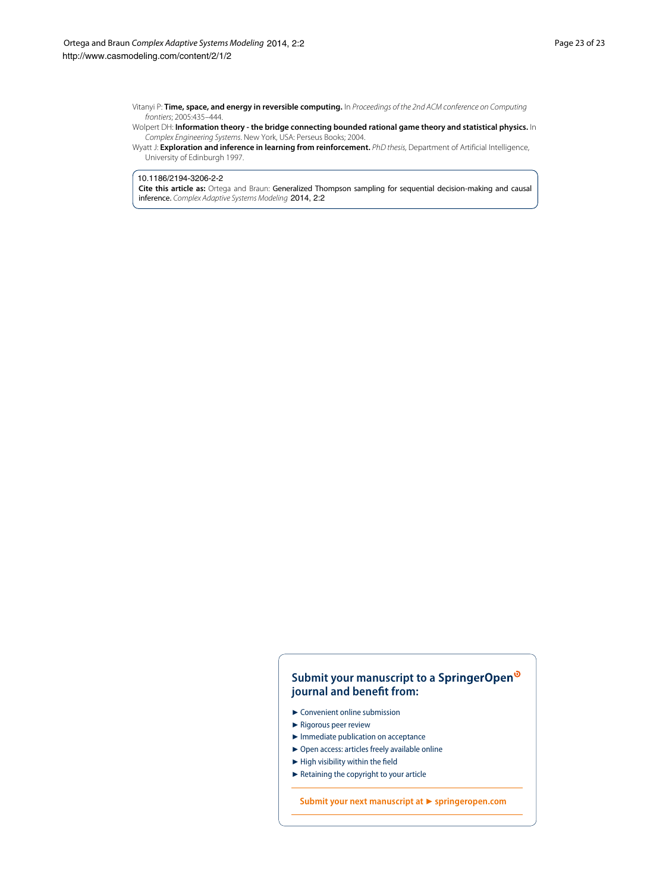Vitanyi P: **Time, space, and energy in reversible computing.** In *Proceedings of the 2nd ACM conference on Computing frontiers*; 2005:435–444.

Wolpert DH: **Information theory - the bridge connecting bounded rational game theory and statistical physics.** In *Complex Engineering Systems*. New York, USA: Perseus Books; 2004.

Wyatt J: **Exploration and inference in learning from reinforcement.** *PhD thesis*, Department of Artificial Intelligence, University of Edinburgh 1997.

10.1186/2194-3206-2-2

**Cite this article as:** Ortega and Braun: Generalized Thompson sampling for sequential decision-making and causal inference. *Complex Adaptive Systems Modeling* 2014, 2:2

**Submit your manuscript to a SpringerOpen journal and benefit from:**

- ► Convenient online submission
- ► Rigorous peer review
- ► Immediate publication on acceptance
- ► Open access: articles freely available online
- ► High visibility within the field
- ► Retaining the copyright to your article

**Submit your next manuscript at ► springeropen.com**